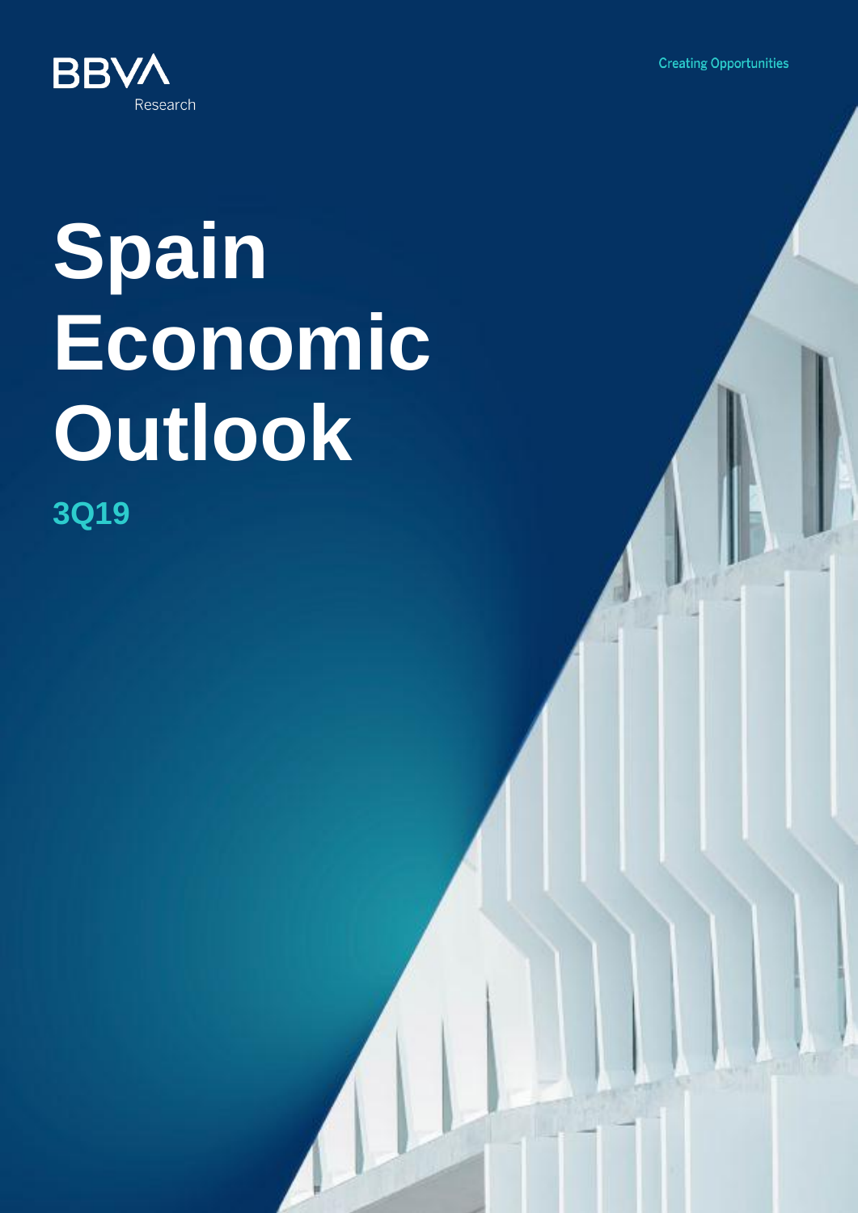BBVA Research

Creating Opportunities

# Spain Economic Outlook

## 3Q19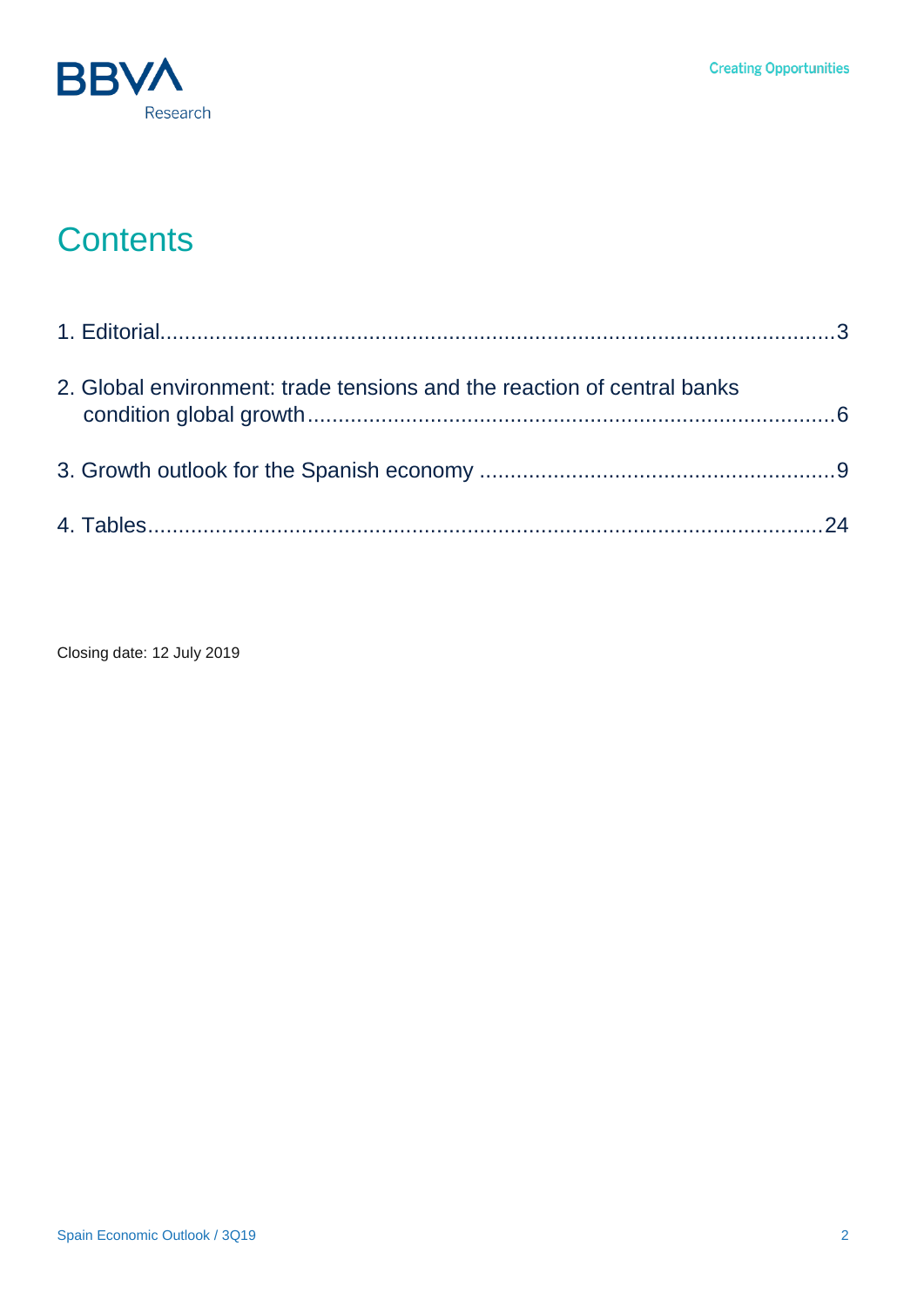# Contents

1. Editorial......................................................................................................3

2. Global environment: trade tensions and the reaction of central banks condition global growth......................................................................................6

3. Growth outlook for the Spanish economy .........................................................9

4. Tables.......................................................................................................24

Closing date: 12 July 2019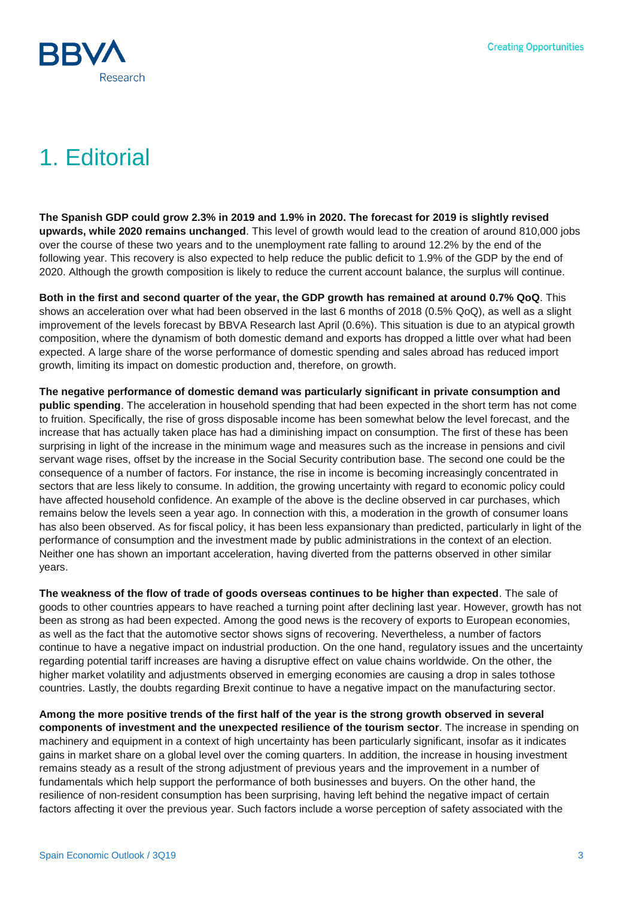# 1. Editorial

**The Spanish GDP could grow 2.3% in 2019 and 1.9% in 2020. The forecast for 2019 is slightly revised upwards, while 2020 remains unchanged**. This level of growth would lead to the creation of around 810,000 jobs over the course of these two years and to the unemployment rate falling to around 12.2% by the end of the following year. This recovery is also expected to help reduce the public deficit to 1.9% of the GDP by the end of 2020. Although the growth composition is likely to reduce the current account balance, the surplus will continue.

**Both in the first and second quarter of the year, the GDP growth has remained at around 0.7% QoQ**. This shows an acceleration over what had been observed in the last 6 months of 2018 (0.5% QoQ), as well as a slight improvement of the levels forecast by BBVA Research last April (0.6%). This situation is due to an atypical growth composition, where the dynamism of both domestic demand and exports has dropped a little over what had been expected. A large share of the worse performance of domestic spending and sales abroad has reduced import growth, limiting its impact on domestic production and, therefore, on growth.

**The negative performance of domestic demand was particularly significant in private consumption and public spending**. The acceleration in household spending that had been expected in the short term has not come to fruition. Specifically, the rise of gross disposable income has been somewhat below the level forecast, and the increase that has actually taken place has had a diminishing impact on consumption. The first of these has been surprising in light of the increase in the minimum wage and measures such as the increase in pensions and civil servant wage rises, offset by the increase in the Social Security contribution base. The second one could be the consequence of a number of factors. For instance, the rise in income is becoming increasingly concentrated in sectors that are less likely to consume. In addition, the growing uncertainty with regard to economic policy could have affected household confidence. An example of the above is the decline observed in car purchases, which remains below the levels seen a year ago. In connection with this, a moderation in the growth of consumer loans has also been observed. As for fiscal policy, it has been less expansionary than predicted, particularly in light of the performance of consumption and the investment made by public administrations in the context of an election. Neither one has shown an important acceleration, having diverted from the patterns observed in other similar years.

**The weakness of the flow of trade of goods overseas continues to be higher than expected**. The sale of goods to other countries appears to have reached a turning point after declining last year. However, growth has not been as strong as had been expected. Among the good news is the recovery of exports to European economies, as well as the fact that the automotive sector shows signs of recovering. Nevertheless, a number of factors continue to have a negative impact on industrial production. On the one hand, regulatory issues and the uncertainty regarding potential tariff increases are having a disruptive effect on value chains worldwide. On the other, the higher market volatility and adjustments observed in emerging economies are causing a drop in sales tothose countries. Lastly, the doubts regarding Brexit continue to have a negative impact on the manufacturing sector.

**Among the more positive trends of the first half of the year is the strong growth observed in several components of investment and the unexpected resilience of the tourism sector**. The increase in spending on machinery and equipment in a context of high uncertainty has been particularly significant, insofar as it indicates gains in market share on a global level over the coming quarters. In addition, the increase in housing investment remains steady as a result of the strong adjustment of previous years and the improvement in a number of fundamentals which help support the performance of both businesses and buyers. On the other hand, the resilience of non-resident consumption has been surprising, having left behind the negative impact of certain factors affecting it over the previous year. Such factors include a worse perception of safety associated with the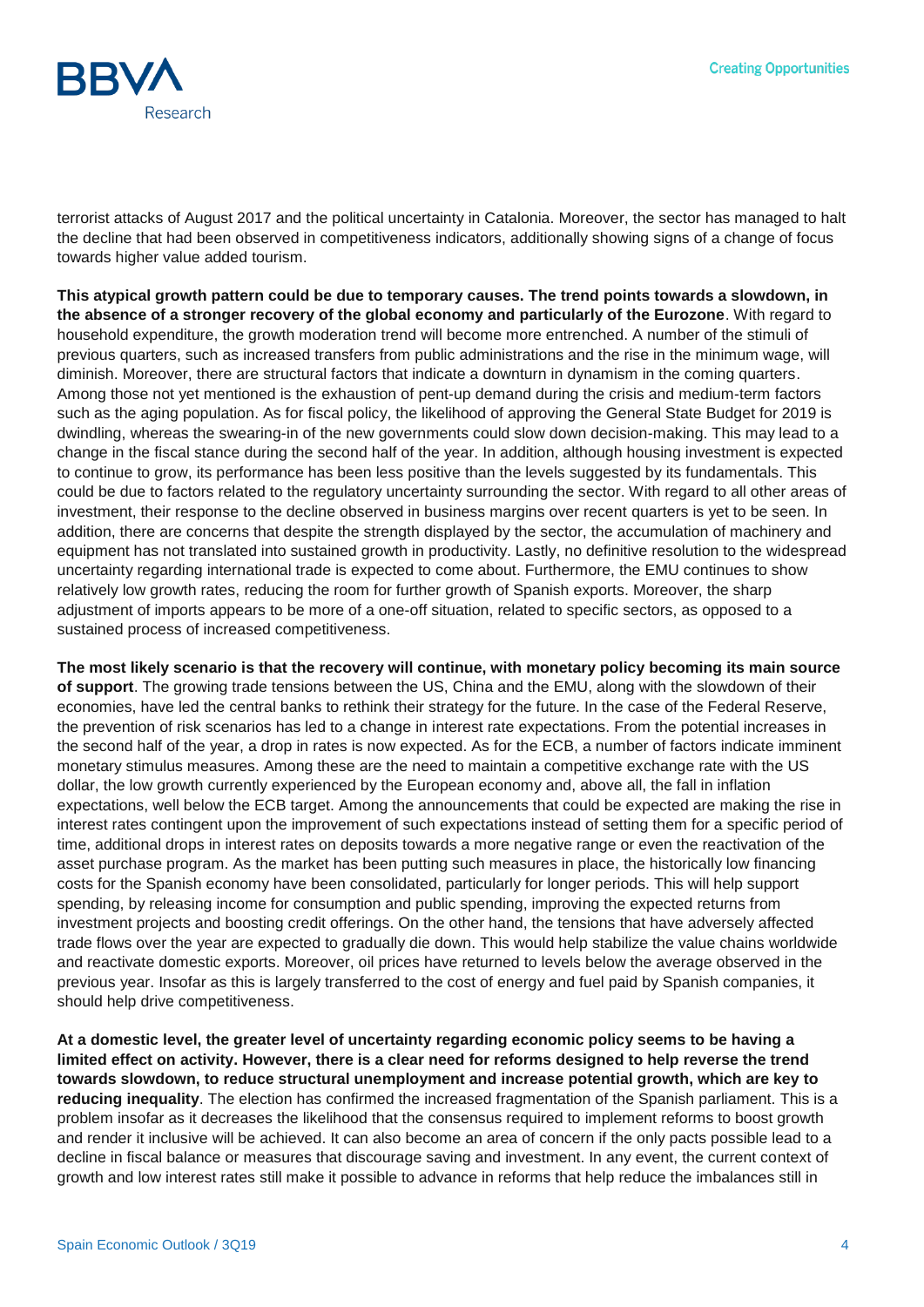terrorist attacks of August 2017 and the political uncertainty in Catalonia. Moreover, the sector has managed to halt the decline that had been observed in competitiveness indicators, additionally showing signs of a change of focus towards higher value added tourism.

**This atypical growth pattern could be due to temporary causes. The trend points towards a slowdown, in the absence of a stronger recovery of the global economy and particularly of the Eurozone**. With regard to household expenditure, the growth moderation trend will become more entrenched. A number of the stimuli of previous quarters, such as increased transfers from public administrations and the rise in the minimum wage, will diminish. Moreover, there are structural factors that indicate a downturn in dynamism in the coming quarters. Among those not yet mentioned is the exhaustion of pent-up demand during the crisis and medium-term factors such as the aging population. As for fiscal policy, the likelihood of approving the General State Budget for 2019 is dwindling, whereas the swearing-in of the new governments could slow down decision-making. This may lead to a change in the fiscal stance during the second half of the year. In addition, although housing investment is expected to continue to grow, its performance has been less positive than the levels suggested by its fundamentals. This could be due to factors related to the regulatory uncertainty surrounding the sector. With regard to all other areas of investment, their response to the decline observed in business margins over recent quarters is yet to be seen. In addition, there are concerns that despite the strength displayed by the sector, the accumulation of machinery and equipment has not translated into sustained growth in productivity. Lastly, no definitive resolution to the widespread uncertainty regarding international trade is expected to come about. Furthermore, the EMU continues to show relatively low growth rates, reducing the room for further growth of Spanish exports. Moreover, the sharp adjustment of imports appears to be more of a one-off situation, related to specific sectors, as opposed to a sustained process of increased competitiveness.

**The most likely scenario is that the recovery will continue, with monetary policy becoming its main source of support**. The growing trade tensions between the US, China and the EMU, along with the slowdown of their economies, have led the central banks to rethink their strategy for the future. In the case of the Federal Reserve, the prevention of risk scenarios has led to a change in interest rate expectations. From the potential increases in the second half of the year, a drop in rates is now expected. As for the ECB, a number of factors indicate imminent monetary stimulus measures. Among these are the need to maintain a competitive exchange rate with the US dollar, the low growth currently experienced by the European economy and, above all, the fall in inflation expectations, well below the ECB target. Among the announcements that could be expected are making the rise in interest rates contingent upon the improvement of such expectations instead of setting them for a specific period of time, additional drops in interest rates on deposits towards a more negative range or even the reactivation of the asset purchase program. As the market has been putting such measures in place, the historically low financing costs for the Spanish economy have been consolidated, particularly for longer periods. This will help support spending, by releasing income for consumption and public spending, improving the expected returns from investment projects and boosting credit offerings. On the other hand, the tensions that have adversely affected trade flows over the year are expected to gradually die down. This would help stabilize the value chains worldwide and reactivate domestic exports. Moreover, oil prices have returned to levels below the average observed in the previous year. Insofar as this is largely transferred to the cost of energy and fuel paid by Spanish companies, it should help drive competitiveness.

**At a domestic level, the greater level of uncertainty regarding economic policy seems to be having a limited effect on activity. However, there is a clear need for reforms designed to help reverse the trend towards slowdown, to reduce structural unemployment and increase potential growth, which are key to reducing inequality**. The election has confirmed the increased fragmentation of the Spanish parliament. This is a problem insofar as it decreases the likelihood that the consensus required to implement reforms to boost growth and render it inclusive will be achieved. It can also become an area of concern if the only pacts possible lead to a decline in fiscal balance or measures that discourage saving and investment. In any event, the current context of growth and low interest rates still make it possible to advance in reforms that help reduce the imbalances still in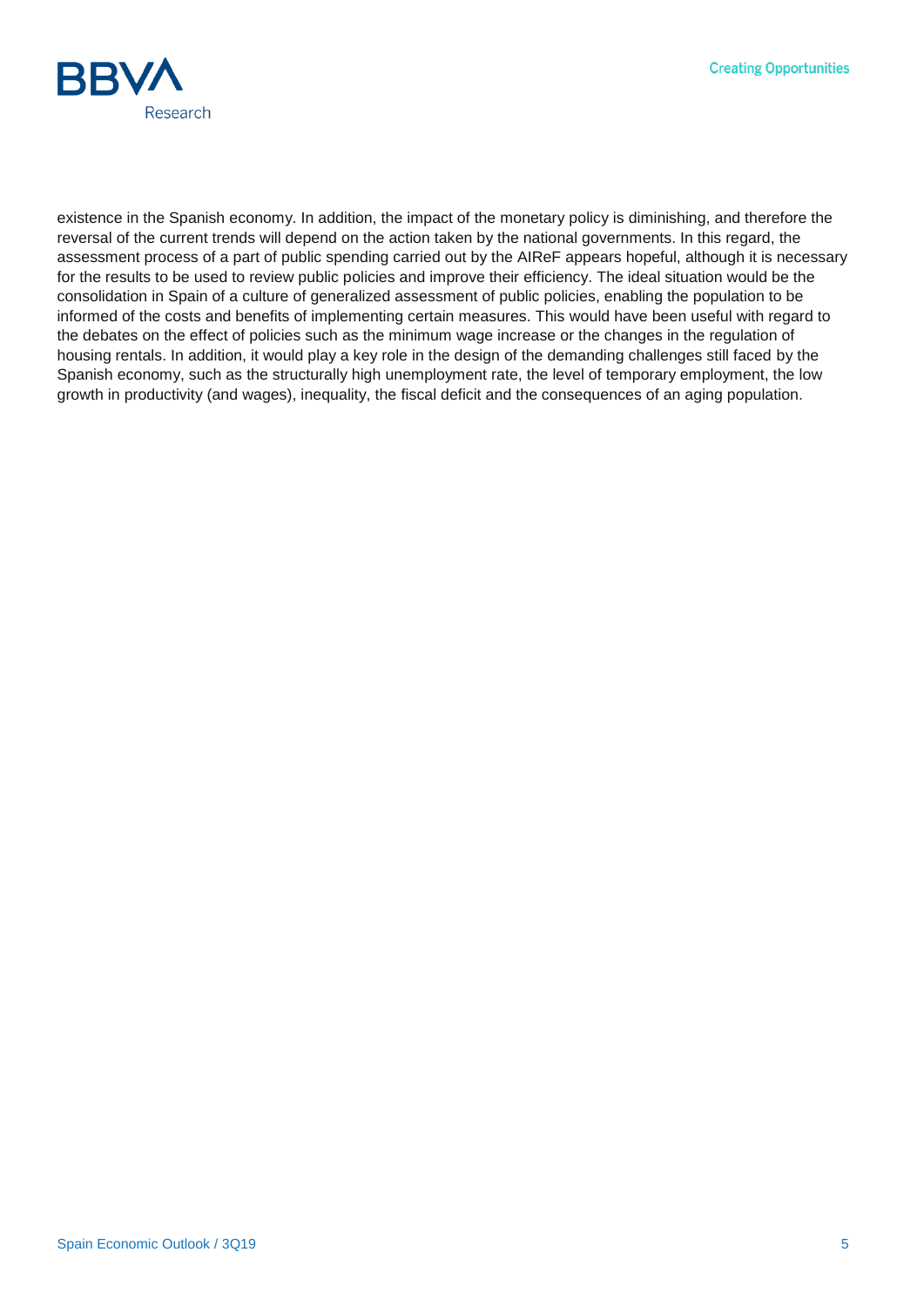existence in the Spanish economy. In addition, the impact of the monetary policy is diminishing, and therefore the reversal of the current trends will depend on the action taken by the national governments. In this regard, the assessment process of a part of public spending carried out by the AIReF appears hopeful, although it is necessary for the results to be used to review public policies and improve their efficiency. The ideal situation would be the consolidation in Spain of a culture of generalized assessment of public policies, enabling the population to be informed of the costs and benefits of implementing certain measures. This would have been useful with regard to the debates on the effect of policies such as the minimum wage increase or the changes in the regulation of housing rentals. In addition, it would play a key role in the design of the demanding challenges still faced by the Spanish economy, such as the structurally high unemployment rate, the level of temporary employment, the low growth in productivity (and wages), inequality, the fiscal deficit and the consequences of an aging population.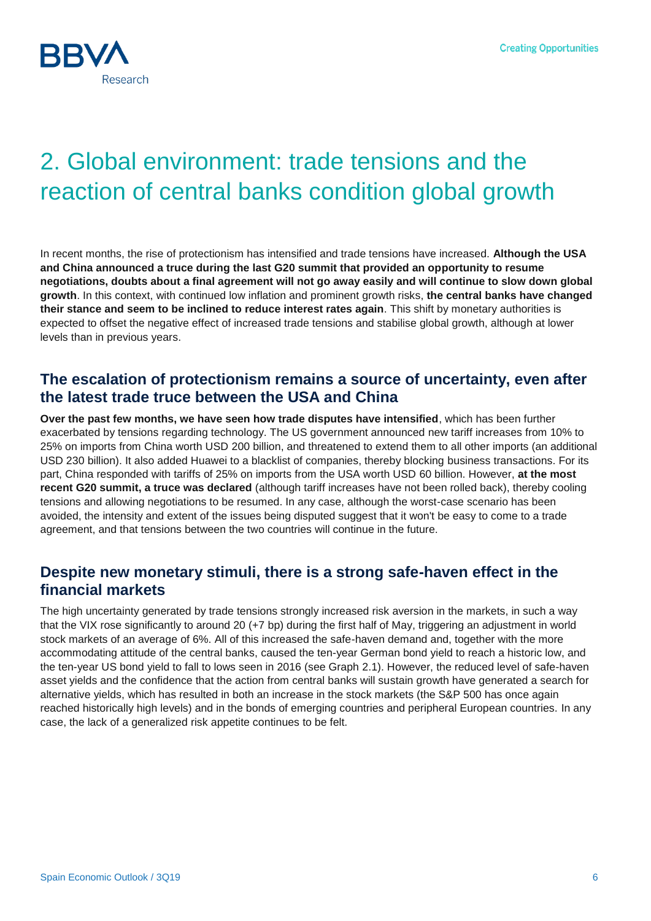# 2. Global environment: trade tensions and the reaction of central banks condition global growth

In recent months, the rise of protectionism has intensified and trade tensions have increased. **Although the USA and China announced a truce during the last G20 summit that provided an opportunity to resume negotiations, doubts about a final agreement will not go away easily and will continue to slow down global growth**. In this context, with continued low inflation and prominent growth risks, **the central banks have changed their stance and seem to be inclined to reduce interest rates again**. This shift by monetary authorities is expected to offset the negative effect of increased trade tensions and stabilise global growth, although at lower levels than in previous years.

## The escalation of protectionism remains a source of uncertainty, even after the latest trade truce between the USA and China

**Over the past few months, we have seen how trade disputes have intensified**, which has been further exacerbated by tensions regarding technology. The US government announced new tariff increases from 10% to 25% on imports from China worth USD 200 billion, and threatened to extend them to all other imports (an additional USD 230 billion). It also added Huawei to a blacklist of companies, thereby blocking business transactions. For its part, China responded with tariffs of 25% on imports from the USA worth USD 60 billion. However, **at the most recent G20 summit, a truce was declared** (although tariff increases have not been rolled back), thereby cooling tensions and allowing negotiations to be resumed. In any case, although the worst-case scenario has been avoided, the intensity and extent of the issues being disputed suggest that it won't be easy to come to a trade agreement, and that tensions between the two countries will continue in the future.

## Despite new monetary stimuli, there is a strong safe-haven effect in the financial markets

The high uncertainty generated by trade tensions strongly increased risk aversion in the markets, in such a way that the VIX rose significantly to around 20 (+7 bp) during the first half of May, triggering an adjustment in world stock markets of an average of 6%. All of this increased the safe-haven demand and, together with the more accommodating attitude of the central banks, caused the ten-year German bond yield to reach a historic low, and the ten-year US bond yield to fall to lows seen in 2016 (see Graph 2.1). However, the reduced level of safe-haven asset yields and the confidence that the action from central banks will sustain growth have generated a search for alternative yields, which has resulted in both an increase in the stock markets (the S&P 500 has once again reached historically high levels) and in the bonds of emerging countries and peripheral European countries. In any case, the lack of a generalized risk appetite continues to be felt.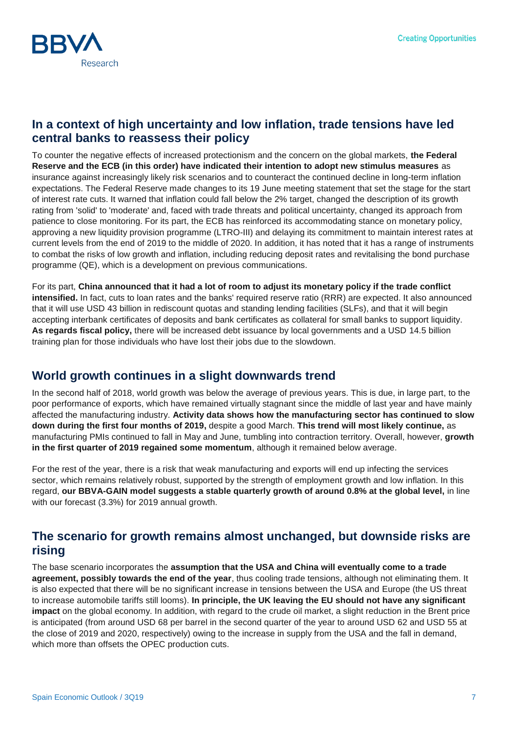## In a context of high uncertainty and low inflation, trade tensions have led central banks to reassess their policy

To counter the negative effects of increased protectionism and the concern on the global markets, **the Federal Reserve and the ECB (in this order) have indicated their intention to adopt new stimulus measures** as insurance against increasingly likely risk scenarios and to counteract the continued decline in long-term inflation expectations. The Federal Reserve made changes to its 19 June meeting statement that set the stage for the start of interest rate cuts. It warned that inflation could fall below the 2% target, changed the description of its growth rating from 'solid' to 'moderate' and, faced with trade threats and political uncertainty, changed its approach from patience to close monitoring. For its part, the ECB has reinforced its accommodating stance on monetary policy, approving a new liquidity provision programme (LTRO-III) and delaying its commitment to maintain interest rates at current levels from the end of 2019 to the middle of 2020. In addition, it has noted that it has a range of instruments to combat the risks of low growth and inflation, including reducing deposit rates and revitalising the bond purchase programme (QE), which is a development on previous communications.

For its part, **China announced that it had a lot of room to adjust its monetary policy if the trade conflict intensified.** In fact, cuts to loan rates and the banks' required reserve ratio (RRR) are expected. It also announced that it will use USD 43 billion in rediscount quotas and standing lending facilities (SLFs), and that it will begin accepting interbank certificates of deposits and bank certificates as collateral for small banks to support liquidity. **As regards fiscal policy,** there will be increased debt issuance by local governments and a USD 14.5 billion training plan for those individuals who have lost their jobs due to the slowdown.

## World growth continues in a slight downwards trend

In the second half of 2018, world growth was below the average of previous years. This is due, in large part, to the poor performance of exports, which have remained virtually stagnant since the middle of last year and have mainly affected the manufacturing industry. **Activity data shows how the manufacturing sector has continued to slow down during the first four months of 2019,** despite a good March. **This trend will most likely continue,** as manufacturing PMIs continued to fall in May and June, tumbling into contraction territory. Overall, however, **growth in the first quarter of 2019 regained some momentum**, although it remained below average.

For the rest of the year, there is a risk that weak manufacturing and exports will end up infecting the services sector, which remains relatively robust, supported by the strength of employment growth and low inflation. In this regard, **our BBVA-GAIN model suggests a stable quarterly growth of around 0.8% at the global level,** in line with our forecast (3.3%) for 2019 annual growth.

## The scenario for growth remains almost unchanged, but downside risks are rising

The base scenario incorporates the **assumption that the USA and China will eventually come to a trade agreement, possibly towards the end of the year**, thus cooling trade tensions, although not eliminating them. It is also expected that there will be no significant increase in tensions between the USA and Europe (the US threat to increase automobile tariffs still looms). **In principle, the UK leaving the EU should not have any significant impact** on the global economy. In addition, with regard to the crude oil market, a slight reduction in the Brent price is anticipated (from around USD 68 per barrel in the second quarter of the year to around USD 62 and USD 55 at the close of 2019 and 2020, respectively) owing to the increase in supply from the USA and the fall in demand, which more than offsets the OPEC production cuts.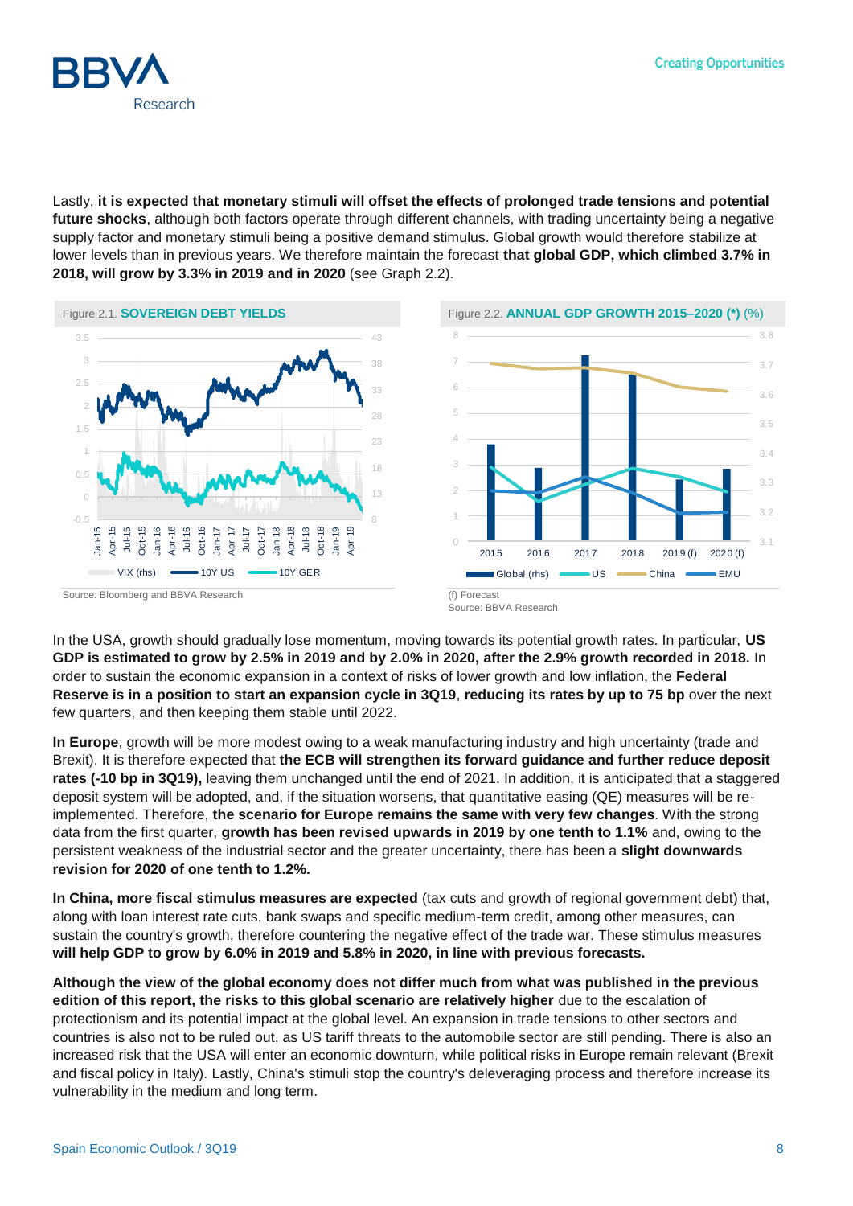Lastly, **it is expected that monetary stimuli will offset the effects of prolonged trade tensions and potential future shocks**, although both factors operate through different channels, with trading uncertainty being a negative supply factor and monetary stimuli being a positive demand stimulus. Global growth would therefore stabilize at lower levels than in previous years. We therefore maintain the forecast **that global GDP, which climbed 3.7% in 2018, will grow by 3.3% in 2019 and in 2020** (see Graph 2.2).

Figure 2.1. **SOVEREIGN DEBT YIELDS**

Source: Bloomberg and BBVA Research

Figure 2.2. **ANNUAL GDP GROWTH 2015–2020 (*)** (%)

(f) Forecast
Source: BBVA Research

In the USA, growth should gradually lose momentum, moving towards its potential growth rates. In particular, **US GDP is estimated to grow by 2.5% in 2019 and by 2.0% in 2020, after the 2.9% growth recorded in 2018.** In order to sustain the economic expansion in a context of risks of lower growth and low inflation, the **Federal Reserve is in a position to start an expansion cycle in 3Q19**, **reducing its rates by up to 75 bp** over the next few quarters, and then keeping them stable until 2022.

**In Europe**, growth will be more modest owing to a weak manufacturing industry and high uncertainty (trade and Brexit). It is therefore expected that **the ECB will strengthen its forward guidance and further reduce deposit rates (-10 bp in 3Q19),** leaving them unchanged until the end of 2021. In addition, it is anticipated that a staggered deposit system will be adopted, and, if the situation worsens, that quantitative easing (QE) measures will be re-implemented. Therefore, **the scenario for Europe remains the same with very few changes**. With the strong data from the first quarter, **growth has been revised upwards in 2019 by one tenth to 1.1%** and, owing to the persistent weakness of the industrial sector and the greater uncertainty, there has been a **slight downwards revision for 2020 of one tenth to 1.2%.**

**In China, more fiscal stimulus measures are expected** (tax cuts and growth of regional government debt) that, along with loan interest rate cuts, bank swaps and specific medium-term credit, among other measures, can sustain the country's growth, therefore countering the negative effect of the trade war. These stimulus measures **will help GDP to grow by 6.0% in 2019 and 5.8% in 2020, in line with previous forecasts.**

**Although the view of the global economy does not differ much from what was published in the previous edition of this report, the risks to this global scenario are relatively higher** due to the escalation of protectionism and its potential impact at the global level. An expansion in trade tensions to other sectors and countries is also not to be ruled out, as US tariff threats to the automobile sector are still pending. There is also an increased risk that the USA will enter an economic downturn, while political risks in Europe remain relevant (Brexit and fiscal policy in Italy). Lastly, China's stimuli stop the country's deleveraging process and therefore increase its vulnerability in the medium and long term.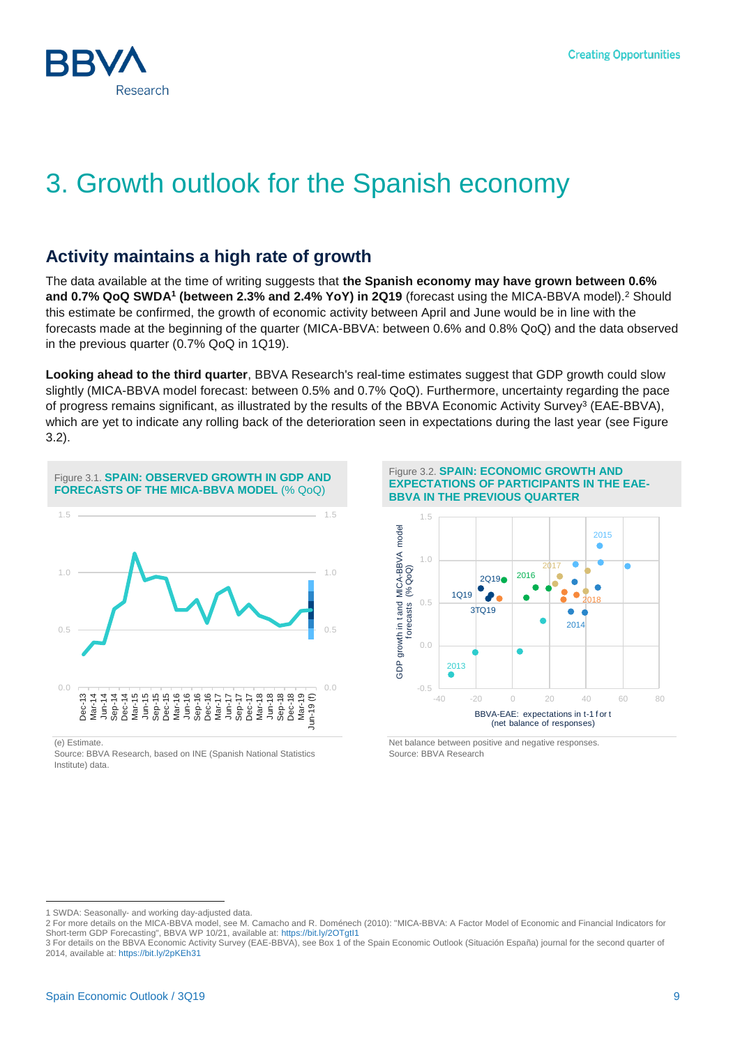# 3. Growth outlook for the Spanish economy

## Activity maintains a high rate of growth

The data available at the time of writing suggests that **the Spanish economy may have grown between 0.6% and 0.7% QoQ SWDA[1] (between 2.3% and 2.4% YoY) in 2Q19** (forecast using the MICA-BBVA model).[2] Should this estimate be confirmed, the growth of economic activity between April and June would be in line with the forecasts made at the beginning of the quarter (MICA-BBVA: between 0.6% and 0.8% QoQ) and the data observed in the previous quarter (0.7% QoQ in 1Q19).

**Looking ahead to the third quarter**, BBVA Research's real-time estimates suggest that GDP growth could slow slightly (MICA-BBVA model forecast: between 0.5% and 0.7% QoQ). Furthermore, uncertainty regarding the pace of progress remains significant, as illustrated by the results of the BBVA Economic Activity Survey[3] (EAE-BBVA), which are yet to indicate any rolling back of the deterioration seen in expectations during the last year (see Figure 3.2).

Figure 3.1. **SPAIN: OBSERVED GROWTH IN GDP AND FORECASTS OF THE MICA-BBVA MODEL** (% QoQ)

(e) Estimate.
Source: BBVA Research, based on INE (Spanish National Statistics Institute) data.

Figure 3.2. **SPAIN: ECONOMIC GROWTH AND EXPECTATIONS OF PARTICIPANTS IN THE EAE-BBVA IN THE PREVIOUS QUARTER**

Net balance between positive and negative responses.
Source: BBVA Research

---

1 SWDA: Seasonally- and working day-adjusted data.

2 For more details on the MICA-BBVA model, see M. Camacho and R. Doménech (2010): "MICA-BBVA: A Factor Model of Economic and Financial Indicators for Short-term GDP Forecasting", BBVA WP 10/21, available at: https://bit.ly/2OTgtI1

3 For details on the BBVA Economic Activity Survey (EAE-BBVA), see Box 1 of the Spain Economic Outlook (Situación España) journal for the second quarter of 2014, available at: https://bit.ly/2pKEh31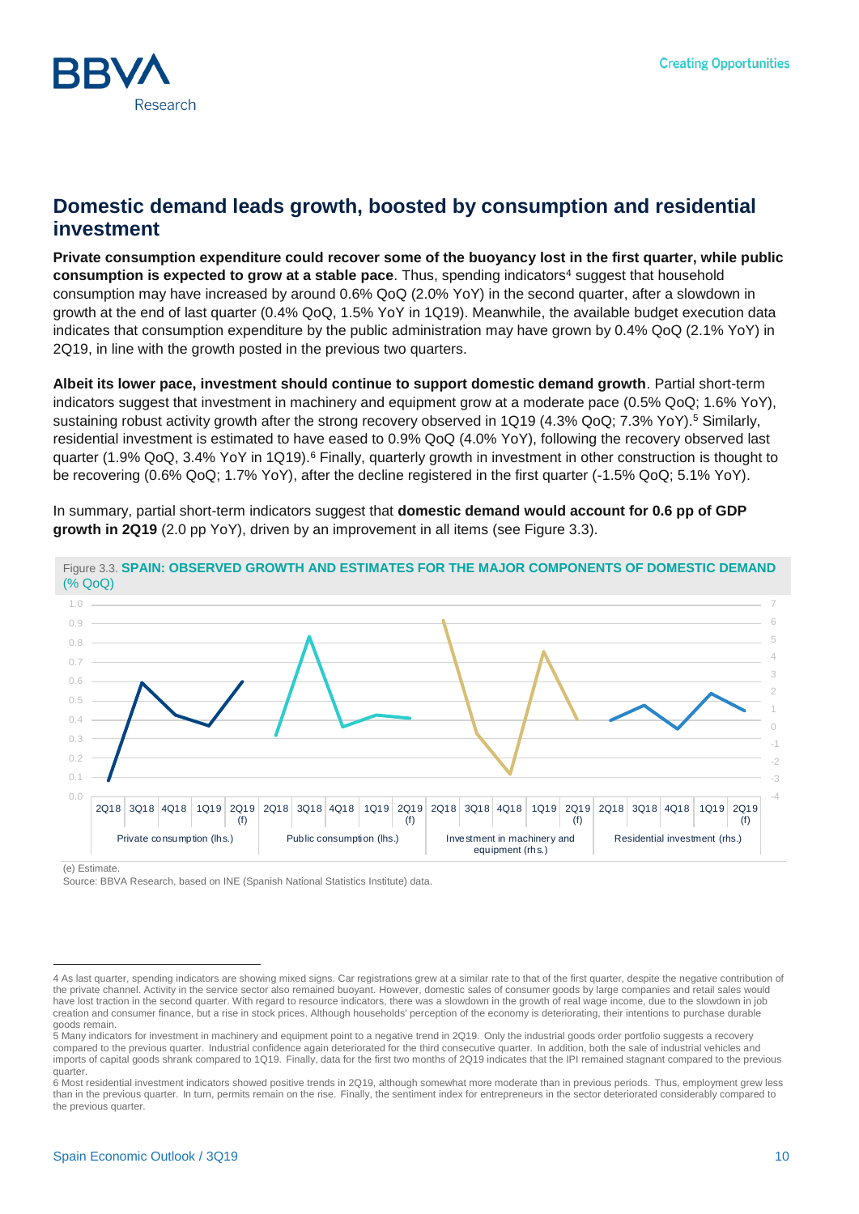## Domestic demand leads growth, boosted by consumption and residential investment

**Private consumption expenditure could recover some of the buoyancy lost in the first quarter, while public consumption is expected to grow at a stable pace**. Thus, spending indicators[4] suggest that household consumption may have increased by around 0.6% QoQ (2.0% YoY) in the second quarter, after a slowdown in growth at the end of last quarter (0.4% QoQ, 1.5% YoY in 1Q19). Meanwhile, the available budget execution data indicates that consumption expenditure by the public administration may have grown by 0.4% QoQ (2.1% YoY) in 2Q19, in line with the growth posted in the previous two quarters.

**Albeit its lower pace, investment should continue to support domestic demand growth**. Partial short-term indicators suggest that investment in machinery and equipment grow at a moderate pace (0.5% QoQ; 1.6% YoY), sustaining robust activity growth after the strong recovery observed in 1Q19 (4.3% QoQ; 7.3% YoY).[5] Similarly, residential investment is estimated to have eased to 0.9% QoQ (4.0% YoY), following the recovery observed last quarter (1.9% QoQ, 3.4% YoY in 1Q19).[6] Finally, quarterly growth in investment in other construction is thought to be recovering (0.6% QoQ; 1.7% YoY), after the decline registered in the first quarter (-1.5% QoQ; 5.1% YoY).

In summary, partial short-term indicators suggest that **domestic demand would account for 0.6 pp of GDP growth in 2Q19** (2.0 pp YoY), driven by an improvement in all items (see Figure 3.3).

Figure 3.3. **SPAIN: OBSERVED GROWTH AND ESTIMATES FOR THE MAJOR COMPONENTS OF DOMESTIC DEMAND (% QoQ)**

(e) Estimate.

Source: BBVA Research, based on INE (Spanish National Statistics Institute) data.

---

4 As last quarter, spending indicators are showing mixed signs. Car registrations grew at a similar rate to that of the first quarter, despite the negative contribution of the private channel. Activity in the service sector also remained buoyant. However, domestic sales of consumer goods by large companies and retail sales would have lost traction in the second quarter. With regard to resource indicators, there was a slowdown in the growth of real wage income, due to the slowdown in job creation and consumer finance, but a rise in stock prices. Although households' perception of the economy is deteriorating, their intentions to purchase durable goods remain.

5 Many indicators for investment in machinery and equipment point to a negative trend in 2Q19. Only the industrial goods order portfolio suggests a recovery compared to the previous quarter. Industrial confidence again deteriorated for the third consecutive quarter. In addition, both the sale of industrial vehicles and imports of capital goods shrank compared to 1Q19. Finally, data for the first two months of 2Q19 indicates that the IPI remained stagnant compared to the previous quarter.

6 Most residential investment indicators showed positive trends in 2Q19, although somewhat more moderate than in previous periods. Thus, employment grew less than in the previous quarter. In turn, permits remain on the rise. Finally, the sentiment index for entrepreneurs in the sector deteriorated considerably compared to the previous quarter.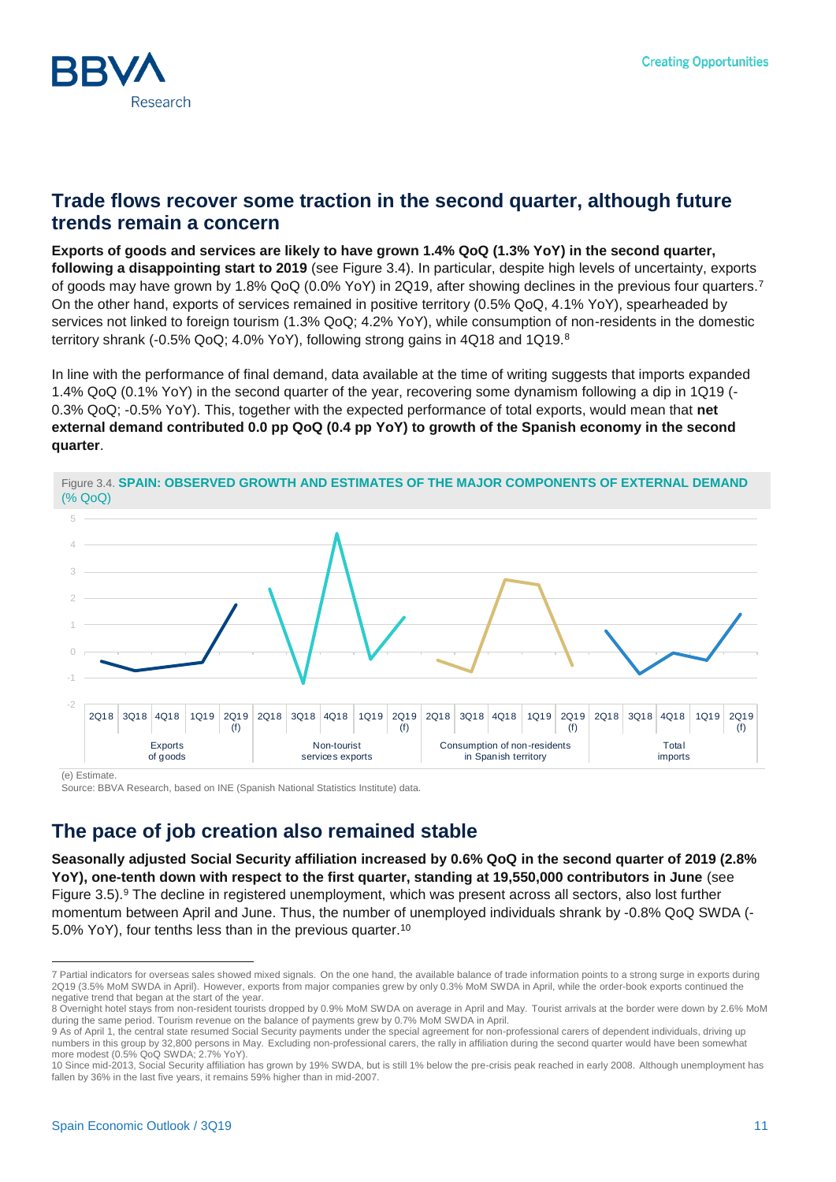## Trade flows recover some traction in the second quarter, although future trends remain a concern

**Exports of goods and services are likely to have grown 1.4% QoQ (1.3% YoY) in the second quarter, following a disappointing start to 2019** (see Figure 3.4). In particular, despite high levels of uncertainty, exports of goods may have grown by 1.8% QoQ (0.0% YoY) in 2Q19, after showing declines in the previous four quarters.[7] On the other hand, exports of services remained in positive territory (0.5% QoQ, 4.1% YoY), spearheaded by services not linked to foreign tourism (1.3% QoQ; 4.2% YoY), while consumption of non-residents in the domestic territory shrank (-0.5% QoQ; 4.0% YoY), following strong gains in 4Q18 and 1Q19.[8]

In line with the performance of final demand, data available at the time of writing suggests that imports expanded 1.4% QoQ (0.1% YoY) in the second quarter of the year, recovering some dynamism following a dip in 1Q19 (-0.3% QoQ; -0.5% YoY). This, together with the expected performance of total exports, would mean that **net external demand contributed 0.0 pp QoQ (0.4 pp YoY) to growth of the Spanish economy in the second quarter**.

Figure 3.4. **SPAIN: OBSERVED GROWTH AND ESTIMATES OF THE MAJOR COMPONENTS OF EXTERNAL DEMAND (% QoQ)**

(e) Estimate.
Source: BBVA Research, based on INE (Spanish National Statistics Institute) data.

## The pace of job creation also remained stable

**Seasonally adjusted Social Security affiliation increased by 0.6% QoQ in the second quarter of 2019 (2.8% YoY), one-tenth down with respect to the first quarter, standing at 19,550,000 contributors in June** (see Figure 3.5).[9] The decline in registered unemployment, which was present across all sectors, also lost further momentum between April and June. Thus, the number of unemployed individuals shrank by -0.8% QoQ SWDA (-5.0% YoY), four tenths less than in the previous quarter.[10]

---

7 Partial indicators for overseas sales showed mixed signals. On the one hand, the available balance of trade information points to a strong surge in exports during 2Q19 (3.5% MoM SWDA in April). However, exports from major companies grew by only 0.3% MoM SWDA in April, while the order-book exports continued the negative trend that began at the start of the year.

8 Overnight hotel stays from non-resident tourists dropped by 0.9% MoM SWDA on average in April and May. Tourist arrivals at the border were down by 2.6% MoM during the same period. Tourism revenue on the balance of payments grew by 0.7% MoM SWDA in April.

9 As of April 1, the central state resumed Social Security payments under the special agreement for non-professional carers of dependent individuals, driving up numbers in this group by 32,800 persons in May. Excluding non-professional carers, the rally in affiliation during the second quarter would have been somewhat more modest (0.5% QoQ SWDA; 2.7% YoY).

10 Since mid-2013, Social Security affiliation has grown by 19% SWDA, but is still 1% below the pre-crisis peak reached in early 2008. Although unemployment has fallen by 36% in the last five years, it remains 59% higher than in mid-2007.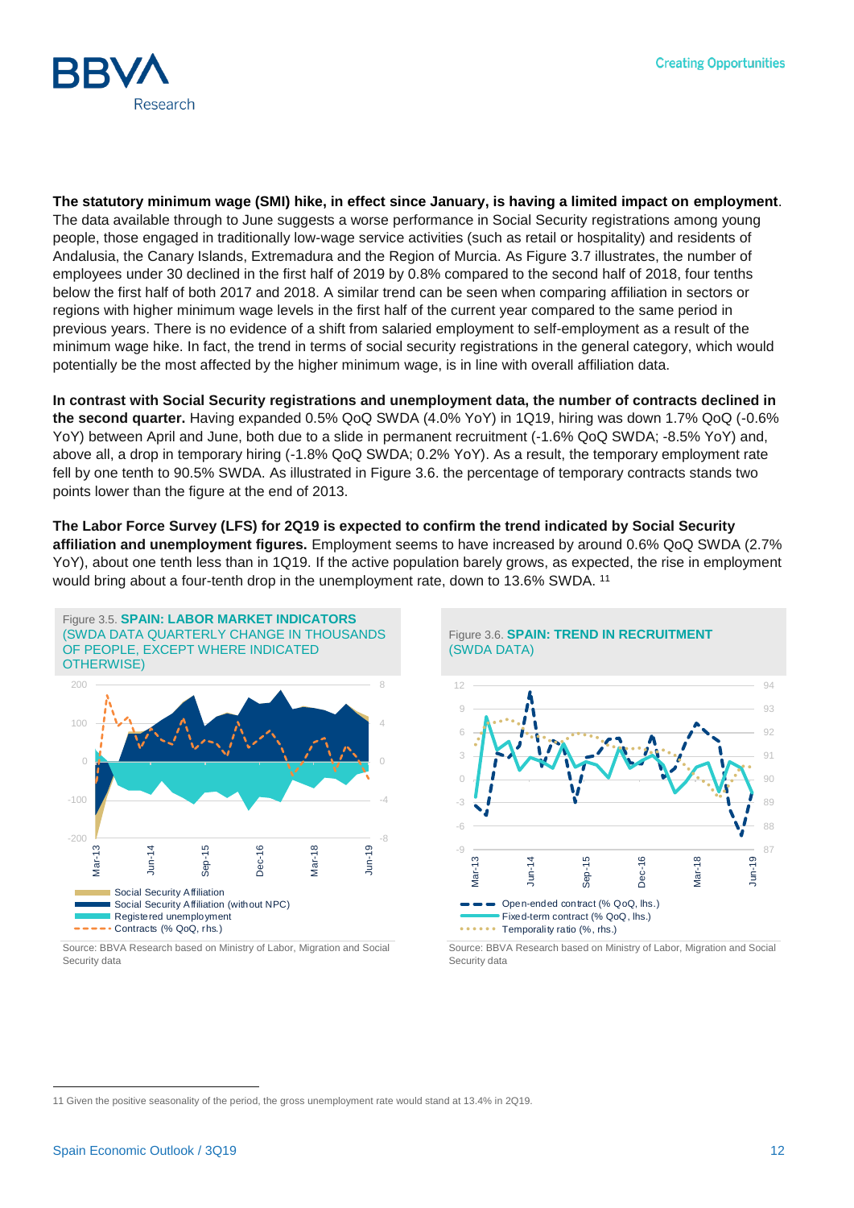**The statutory minimum wage (SMI) hike, in effect since January, is having a limited impact on employment**. The data available through to June suggests a worse performance in Social Security registrations among young people, those engaged in traditionally low-wage service activities (such as retail or hospitality) and residents of Andalusia, the Canary Islands, Extremadura and the Region of Murcia. As Figure 3.7 illustrates, the number of employees under 30 declined in the first half of 2019 by 0.8% compared to the second half of 2018, four tenths below the first half of both 2017 and 2018. A similar trend can be seen when comparing affiliation in sectors or regions with higher minimum wage levels in the first half of the current year compared to the same period in previous years. There is no evidence of a shift from salaried employment to self-employment as a result of the minimum wage hike. In fact, the trend in terms of social security registrations in the general category, which would potentially be the most affected by the higher minimum wage, is in line with overall affiliation data.

**In contrast with Social Security registrations and unemployment data, the number of contracts declined in the second quarter.** Having expanded 0.5% QoQ SWDA (4.0% YoY) in 1Q19, hiring was down 1.7% QoQ (-0.6% YoY) between April and June, both due to a slide in permanent recruitment (-1.6% QoQ SWDA; -8.5% YoY) and, above all, a drop in temporary hiring (-1.8% QoQ SWDA; 0.2% YoY). As a result, the temporary employment rate fell by one tenth to 90.5% SWDA. As illustrated in Figure 3.6. the percentage of temporary contracts stands two points lower than the figure at the end of 2013.

**The Labor Force Survey (LFS) for 2Q19 is expected to confirm the trend indicated by Social Security affiliation and unemployment figures.** Employment seems to have increased by around 0.6% QoQ SWDA (2.7% YoY), about one tenth less than in 1Q19. If the active population barely grows, as expected, the rise in employment would bring about a four-tenth drop in the unemployment rate, down to 13.6% SWDA. [11]

Figure 3.5. **SPAIN: LABOR MARKET INDICATORS** (SWDA DATA QUARTERLY CHANGE IN THOUSANDS OF PEOPLE, EXCEPT WHERE INDICATED OTHERWISE)

Source: BBVA Research based on Ministry of Labor, Migration and Social Security data

Figure 3.6. **SPAIN: TREND IN RECRUITMENT** (SWDA DATA)

Source: BBVA Research based on Ministry of Labor, Migration and Social Security data

---

11 Given the positive seasonality of the period, the gross unemployment rate would stand at 13.4% in 2Q19.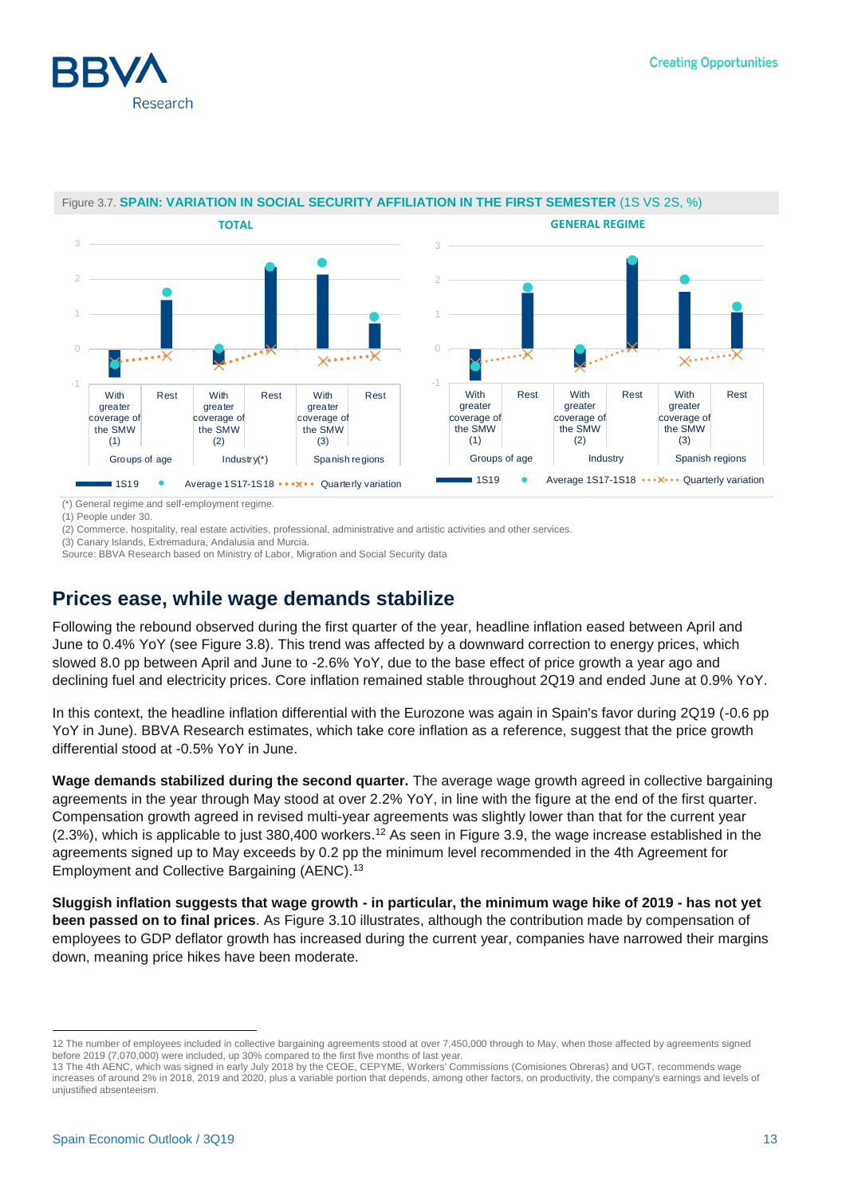Figure 3.7. **SPAIN: VARIATION IN SOCIAL SECURITY AFFILIATION IN THE FIRST SEMESTER** (1S VS 2S, %)

(*) General regime and self-employment regime.
(1) People under 30.
(2) Commerce, hospitality, real estate activities, professional, administrative and artistic activities and other services.
(3) Canary Islands, Extremadura, Andalusia and Murcia.
Source: BBVA Research based on Ministry of Labor, Migration and Social Security data

## Prices ease, while wage demands stabilize

Following the rebound observed during the first quarter of the year, headline inflation eased between April and June to 0.4% YoY (see Figure 3.8). This trend was affected by a downward correction to energy prices, which slowed 8.0 pp between April and June to -2.6% YoY, due to the base effect of price growth a year ago and declining fuel and electricity prices. Core inflation remained stable throughout 2Q19 and ended June at 0.9% YoY.

In this context, the headline inflation differential with the Eurozone was again in Spain's favor during 2Q19 (-0.6 pp YoY in June). BBVA Research estimates, which take core inflation as a reference, suggest that the price growth differential stood at -0.5% YoY in June.

**Wage demands stabilized during the second quarter.** The average wage growth agreed in collective bargaining agreements in the year through May stood at over 2.2% YoY, in line with the figure at the end of the first quarter. Compensation growth agreed in revised multi-year agreements was slightly lower than that for the current year (2.3%), which is applicable to just 380,400 workers.[12] As seen in Figure 3.9, the wage increase established in the agreements signed up to May exceeds by 0.2 pp the minimum level recommended in the 4th Agreement for Employment and Collective Bargaining (AENC).[13]

**Sluggish inflation suggests that wage growth - in particular, the minimum wage hike of 2019 - has not yet been passed on to final prices**. As Figure 3.10 illustrates, although the contribution made by compensation of employees to GDP deflator growth has increased during the current year, companies have narrowed their margins down, meaning price hikes have been moderate.

---

12 The number of employees included in collective bargaining agreements stood at over 7,450,000 through to May, when those affected by agreements signed before 2019 (7,070,000) were included, up 30% compared to the first five months of last year.

13 The 4th AENC, which was signed in early July 2018 by the CEOE, CEPYME, Workers' Commissions (Comisiones Obreras) and UGT, recommends wage increases of around 2% in 2018, 2019 and 2020, plus a variable portion that depends, among other factors, on productivity, the company's earnings and levels of unjustified absenteeism.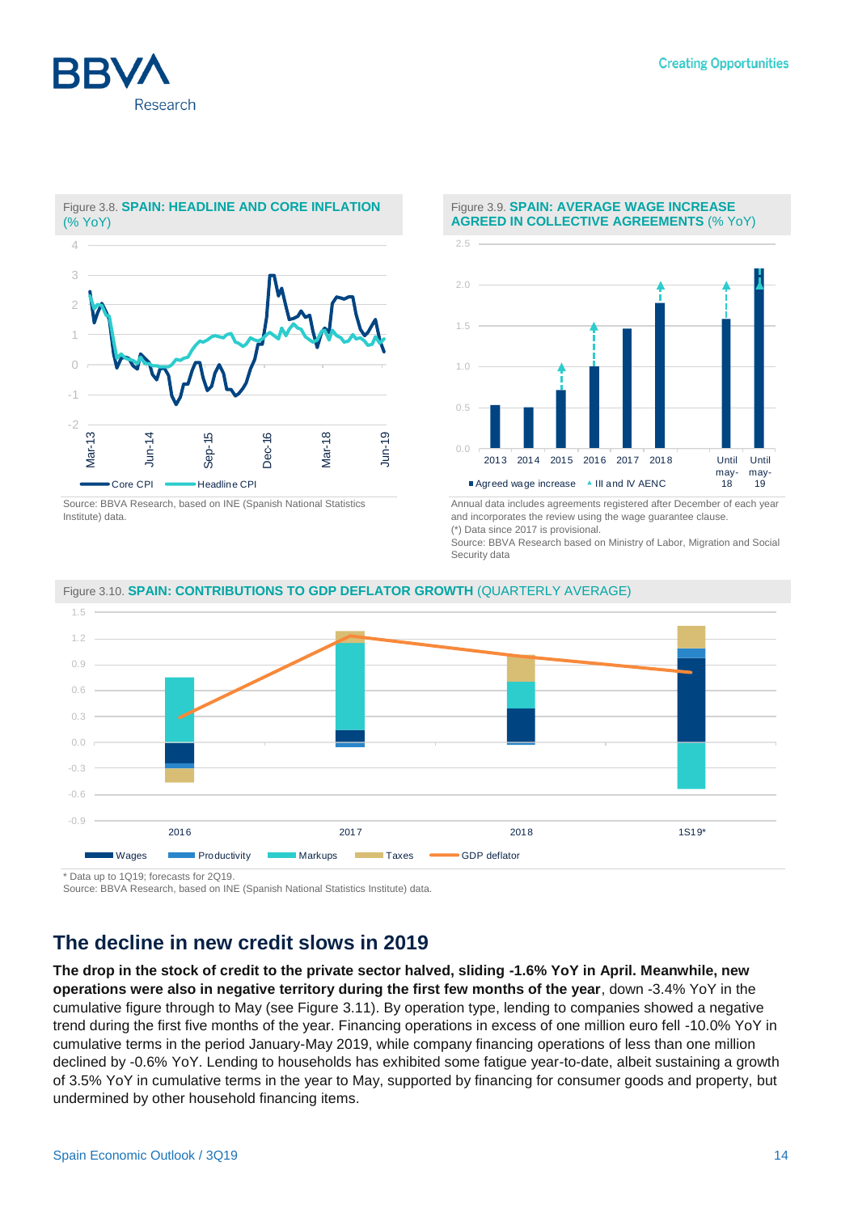Figure 3.8. **SPAIN: HEADLINE AND CORE INFLATION** (% YoY)

Source: BBVA Research, based on INE (Spanish National Statistics Institute) data.

Figure 3.9. **SPAIN: AVERAGE WAGE INCREASE AGREED IN COLLECTIVE AGREEMENTS** (% YoY)

Annual data includes agreements registered after December of each year and incorporates the review using the wage guarantee clause.
(*) Data since 2017 is provisional.
Source: BBVA Research based on Ministry of Labor, Migration and Social Security data

Figure 3.10. **SPAIN: CONTRIBUTIONS TO GDP DEFLATOR GROWTH** (QUARTERLY AVERAGE)

\* Data up to 1Q19; forecasts for 2Q19.
Source: BBVA Research, based on INE (Spanish National Statistics Institute) data.

## The decline in new credit slows in 2019

**The drop in the stock of credit to the private sector halved, sliding -1.6% YoY in April. Meanwhile, new operations were also in negative territory during the first few months of the year**, down -3.4% YoY in the cumulative figure through to May (see Figure 3.11). By operation type, lending to companies showed a negative trend during the first five months of the year. Financing operations in excess of one million euro fell -10.0% YoY in cumulative terms in the period January-May 2019, while company financing operations of less than one million declined by -0.6% YoY. Lending to households has exhibited some fatigue year-to-date, albeit sustaining a growth of 3.5% YoY in cumulative terms in the year to May, supported by financing for consumer goods and property, but undermined by other household financing items.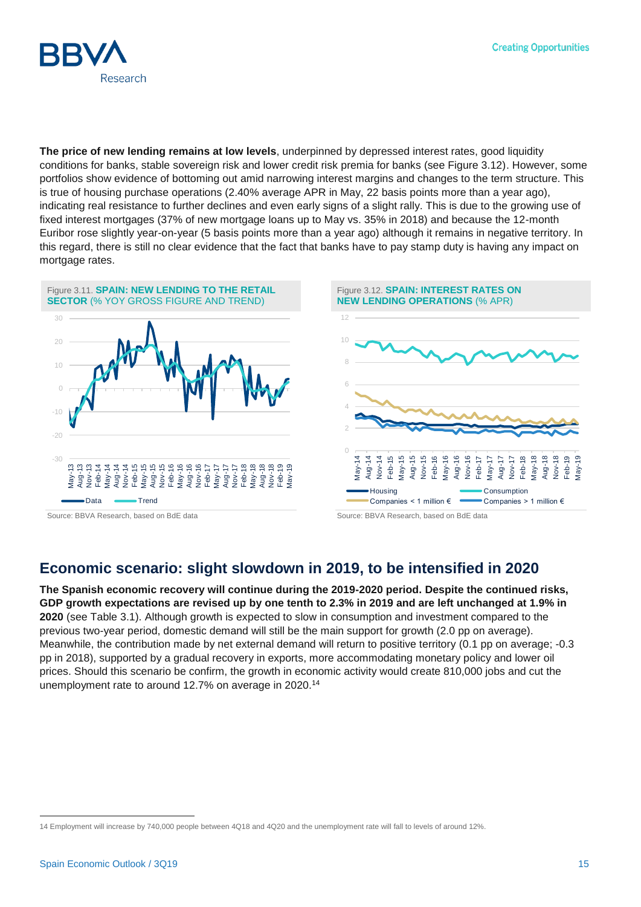**The price of new lending remains at low levels**, underpinned by depressed interest rates, good liquidity conditions for banks, stable sovereign risk and lower credit risk premia for banks (see Figure 3.12). However, some portfolios show evidence of bottoming out amid narrowing interest margins and changes to the term structure. This is true of housing purchase operations (2.40% average APR in May, 22 basis points more than a year ago), indicating real resistance to further declines and even early signs of a slight rally. This is due to the growing use of fixed interest mortgages (37% of new mortgage loans up to May vs. 35% in 2018) and because the 12-month Euribor rose slightly year-on-year (5 basis points more than a year ago) although it remains in negative territory. In this regard, there is still no clear evidence that the fact that banks have to pay stamp duty is having any impact on mortgage rates.

Figure 3.11. **SPAIN: NEW LENDING TO THE RETAIL SECTOR** (% YOY GROSS FIGURE AND TREND)

Source: BBVA Research, based on BdE data

Figure 3.12. **SPAIN: INTEREST RATES ON NEW LENDING OPERATIONS** (% APR)

Source: BBVA Research, based on BdE data

## Economic scenario: slight slowdown in 2019, to be intensified in 2020

**The Spanish economic recovery will continue during the 2019-2020 period. Despite the continued risks, GDP growth expectations are revised up by one tenth to 2.3% in 2019 and are left unchanged at 1.9% in 2020** (see Table 3.1). Although growth is expected to slow in consumption and investment compared to the previous two-year period, domestic demand will still be the main support for growth (2.0 pp on average). Meanwhile, the contribution made by net external demand will return to positive territory (0.1 pp on average; -0.3 pp in 2018), supported by a gradual recovery in exports, more accommodating monetary policy and lower oil prices. Should this scenario be confirm, the growth in economic activity would create 810,000 jobs and cut the unemployment rate to around 12.7% on average in 2020.[14]

14 Employment will increase by 740,000 people between 4Q18 and 4Q20 and the unemployment rate will fall to levels of around 12%.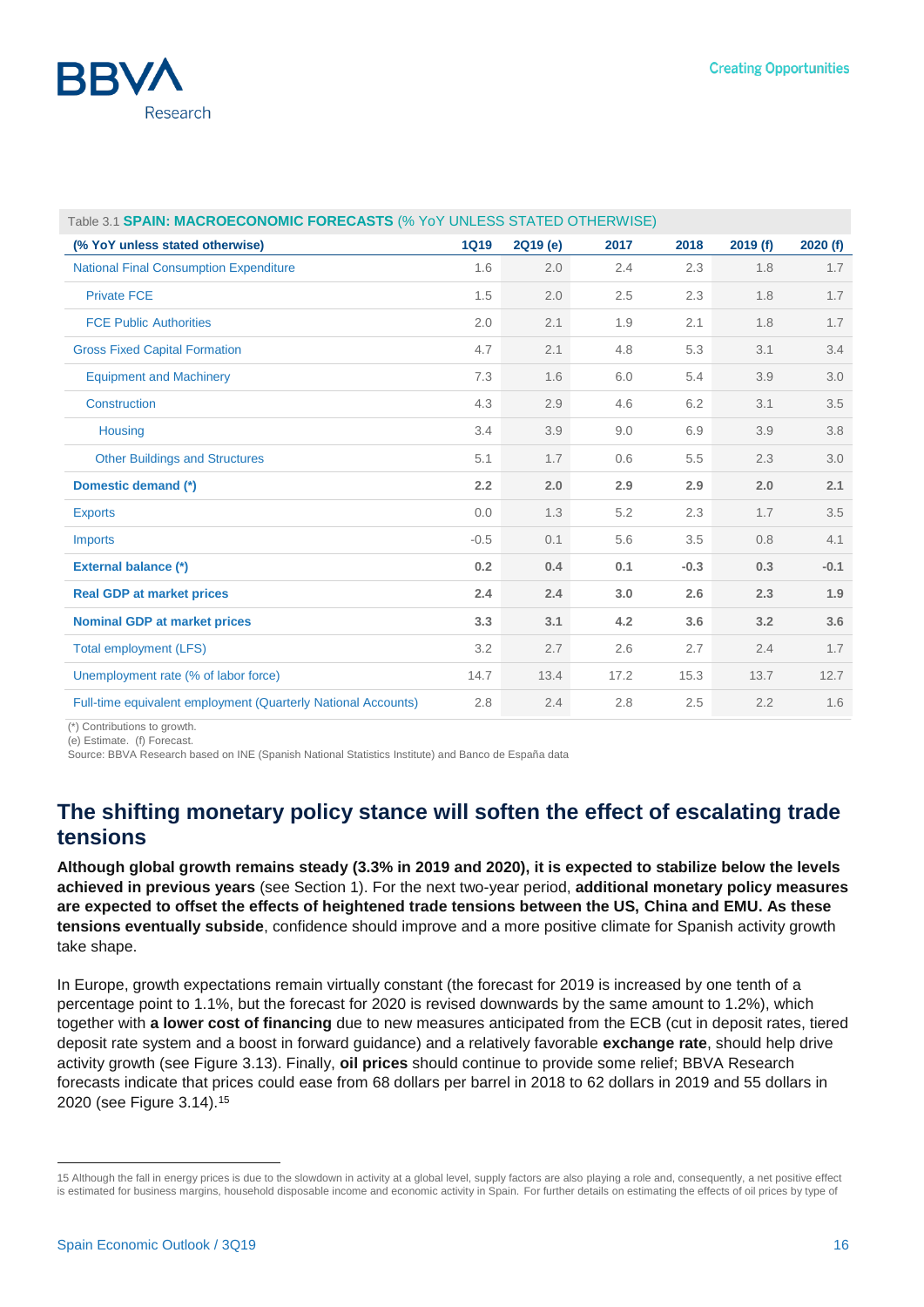Table 3.1 **SPAIN: MACROECONOMIC FORECASTS** (% YoY UNLESS STATED OTHERWISE)

| (% YoY unless stated otherwise) | 1Q19 | 2Q19 (e) | 2017 | 2018 | 2019 (f) | 2020 (f) |
|---|---|---|---|---|---|---|
| National Final Consumption Expenditure | 1.6 | 2.0 | 2.4 | 2.3 | 1.8 | 1.7 |
| Private FCE | 1.5 | 2.0 | 2.5 | 2.3 | 1.8 | 1.7 |
| FCE Public Authorities | 2.0 | 2.1 | 1.9 | 2.1 | 1.8 | 1.7 |
| Gross Fixed Capital Formation | 4.7 | 2.1 | 4.8 | 5.3 | 3.1 | 3.4 |
| Equipment and Machinery | 7.3 | 1.6 | 6.0 | 5.4 | 3.9 | 3.0 |
| Construction | 4.3 | 2.9 | 4.6 | 6.2 | 3.1 | 3.5 |
| Housing | 3.4 | 3.9 | 9.0 | 6.9 | 3.9 | 3.8 |
| Other Buildings and Structures | 5.1 | 1.7 | 0.6 | 5.5 | 2.3 | 3.0 |
| **Domestic demand (*)** | **2.2** | **2.0** | **2.9** | **2.9** | **2.0** | **2.1** |
| Exports | 0.0 | 1.3 | 5.2 | 2.3 | 1.7 | 3.5 |
| Imports | -0.5 | 0.1 | 5.6 | 3.5 | 0.8 | 4.1 |
| **External balance (*)** | **0.2** | **0.4** | **0.1** | **-0.3** | **0.3** | **-0.1** |
| **Real GDP at market prices** | **2.4** | **2.4** | **3.0** | **2.6** | **2.3** | **1.9** |
| **Nominal GDP at market prices** | **3.3** | **3.1** | **4.2** | **3.6** | **3.2** | **3.6** |
| Total employment (LFS) | 3.2 | 2.7 | 2.6 | 2.7 | 2.4 | 1.7 |
| Unemployment rate (% of labor force) | 14.7 | 13.4 | 17.2 | 15.3 | 13.7 | 12.7 |
| Full-time equivalent employment (Quarterly National Accounts) | 2.8 | 2.4 | 2.8 | 2.5 | 2.2 | 1.6 |

(*) Contributions to growth.
(e) Estimate. (f) Forecast.
Source: BBVA Research based on INE (Spanish National Statistics Institute) and Banco de España data

## The shifting monetary policy stance will soften the effect of escalating trade tensions

**Although global growth remains steady (3.3% in 2019 and 2020), it is expected to stabilize below the levels achieved in previous years** (see Section 1). For the next two-year period, **additional monetary policy measures are expected to offset the effects of heightened trade tensions between the US, China and EMU. As these tensions eventually subside**, confidence should improve and a more positive climate for Spanish activity growth take shape.

In Europe, growth expectations remain virtually constant (the forecast for 2019 is increased by one tenth of a percentage point to 1.1%, but the forecast for 2020 is revised downwards by the same amount to 1.2%), which together with **a lower cost of financing** due to new measures anticipated from the ECB (cut in deposit rates, tiered deposit rate system and a boost in forward guidance) and a relatively favorable **exchange rate**, should help drive activity growth (see Figure 3.13). Finally, **oil prices** should continue to provide some relief; BBVA Research forecasts indicate that prices could ease from 68 dollars per barrel in 2018 to 62 dollars in 2019 and 55 dollars in 2020 (see Figure 3.14).[15]

---

15 Although the fall in energy prices is due to the slowdown in activity at a global level, supply factors are also playing a role and, consequently, a net positive effect is estimated for business margins, household disposable income and economic activity in Spain. For further details on estimating the effects of oil prices by type of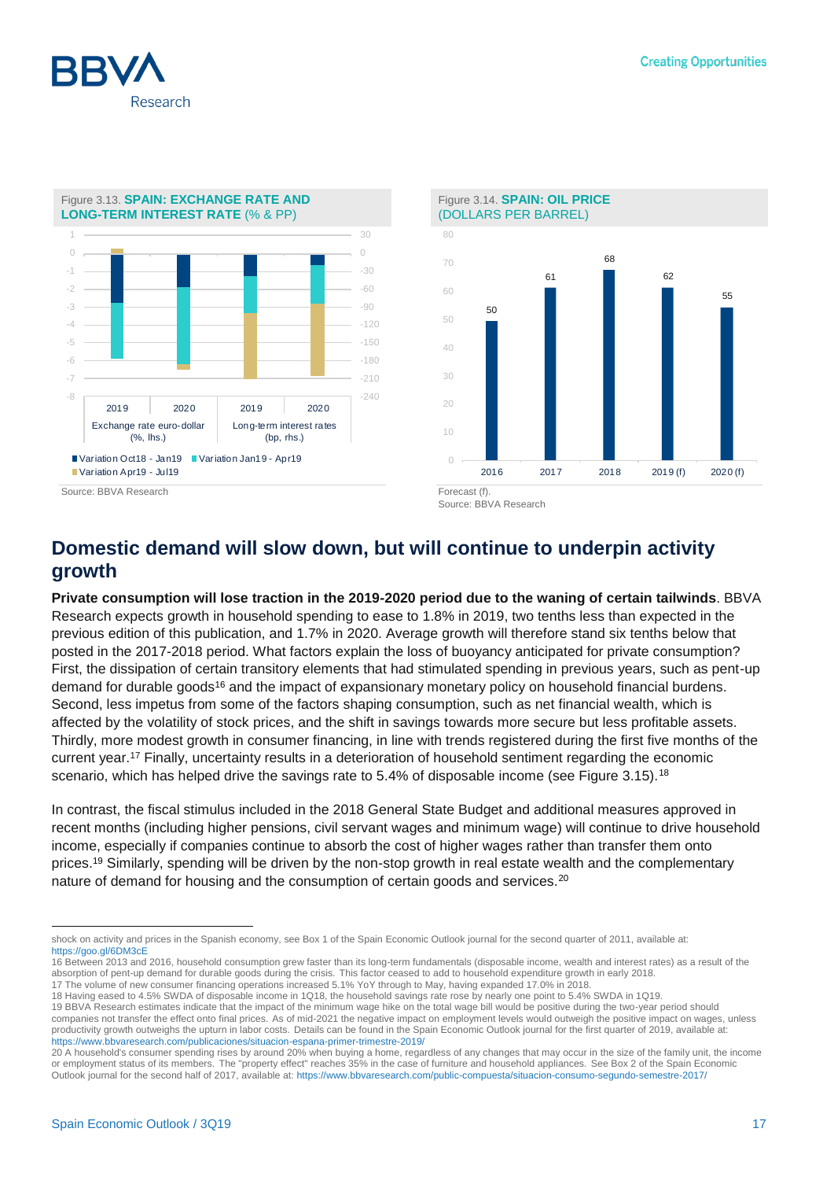Figure 3.13. **SPAIN: EXCHANGE RATE AND LONG-TERM INTEREST RATE** (% & PP)

Source: BBVA Research

Figure 3.14. **SPAIN: OIL PRICE** (DOLLARS PER BARREL)

| 2016 | 2017 | 2018 | 2019 (f) | 2020 (f) |
|---|---|---|---|---|
| 50 | 61 | 68 | 62 | 55 |

Forecast (f).
Source: BBVA Research

## Domestic demand will slow down, but will continue to underpin activity growth

**Private consumption will lose traction in the 2019-2020 period due to the waning of certain tailwinds**. BBVA Research expects growth in household spending to ease to 1.8% in 2019, two tenths less than expected in the previous edition of this publication, and 1.7% in 2020. Average growth will therefore stand six tenths below that posted in the 2017-2018 period. What factors explain the loss of buoyancy anticipated for private consumption? First, the dissipation of certain transitory elements that had stimulated spending in previous years, such as pent-up demand for durable goods[16] and the impact of expansionary monetary policy on household financial burdens. Second, less impetus from some of the factors shaping consumption, such as net financial wealth, which is affected by the volatility of stock prices, and the shift in savings towards more secure but less profitable assets. Thirdly, more modest growth in consumer financing, in line with trends registered during the first five months of the current year.[17] Finally, uncertainty results in a deterioration of household sentiment regarding the economic scenario, which has helped drive the savings rate to 5.4% of disposable income (see Figure 3.15).[18]

In contrast, the fiscal stimulus included in the 2018 General State Budget and additional measures approved in recent months (including higher pensions, civil servant wages and minimum wage) will continue to drive household income, especially if companies continue to absorb the cost of higher wages rather than transfer them onto prices.[19] Similarly, spending will be driven by the non-stop growth in real estate wealth and the complementary nature of demand for housing and the consumption of certain goods and services.[20]

---

shock on activity and prices in the Spanish economy, see Box 1 of the Spain Economic Outlook journal for the second quarter of 2011, available at: https://goo.gl/6DM3cE

16 Between 2013 and 2016, household consumption grew faster than its long-term fundamentals (disposable income, wealth and interest rates) as a result of the absorption of pent-up demand for durable goods during the crisis. This factor ceased to add to household expenditure growth in early 2018.

17 The volume of new consumer financing operations increased 5.1% YoY through to May, having expanded 17.0% in 2018.

18 Having eased to 4.5% SWDA of disposable income in 1Q18, the household savings rate rose by nearly one point to 5.4% SWDA in 1Q19.

19 BBVA Research estimates indicate that the impact of the minimum wage hike on the total wage bill would be positive during the two-year period should companies not transfer the effect onto final prices. As of mid-2021 the negative impact on employment levels would outweigh the positive impact on wages, unless productivity growth outweighs the upturn in labor costs. Details can be found in the Spain Economic Outlook journal for the first quarter of 2019, available at: https://www.bbvaresearch.com/publicaciones/situacion-espana-primer-trimestre-2019/

20 A household's consumer spending rises by around 20% when buying a home, regardless of any changes that may occur in the size of the family unit, the income or employment status of its members. The "property effect" reaches 35% in the case of furniture and household appliances. See Box 2 of the Spain Economic Outlook journal for the second half of 2017, available at: https://www.bbvaresearch.com/public-compuesta/situacion-consumo-segundo-semestre-2017/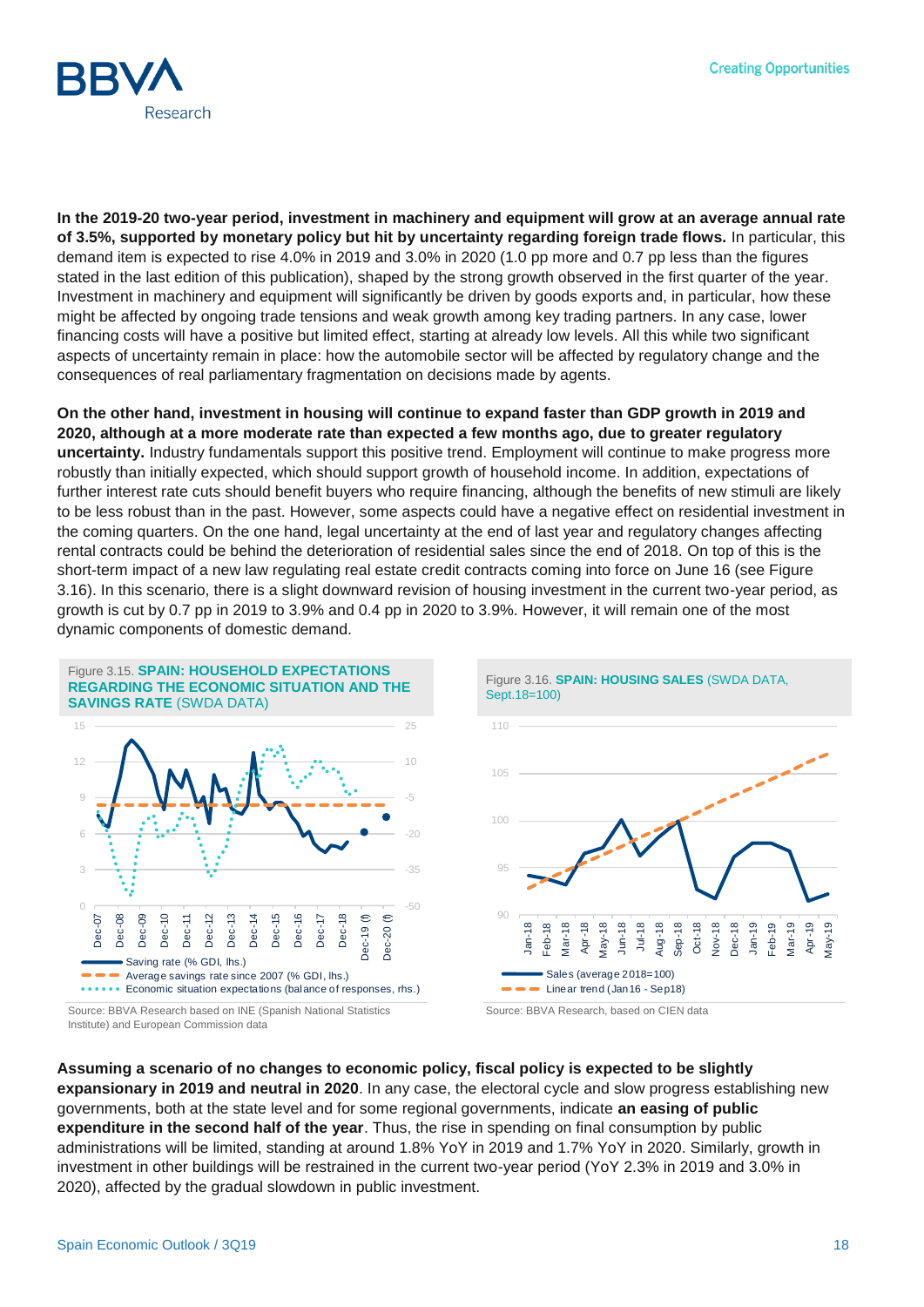**In the 2019-20 two-year period, investment in machinery and equipment will grow at an average annual rate of 3.5%, supported by monetary policy but hit by uncertainty regarding foreign trade flows.** In particular, this demand item is expected to rise 4.0% in 2019 and 3.0% in 2020 (1.0 pp more and 0.7 pp less than the figures stated in the last edition of this publication), shaped by the strong growth observed in the first quarter of the year. Investment in machinery and equipment will significantly be driven by goods exports and, in particular, how these might be affected by ongoing trade tensions and weak growth among key trading partners. In any case, lower financing costs will have a positive but limited effect, starting at already low levels. All this while two significant aspects of uncertainty remain in place: how the automobile sector will be affected by regulatory change and the consequences of real parliamentary fragmentation on decisions made by agents.

**On the other hand, investment in housing will continue to expand faster than GDP growth in 2019 and 2020, although at a more moderate rate than expected a few months ago, due to greater regulatory uncertainty.** Industry fundamentals support this positive trend. Employment will continue to make progress more robustly than initially expected, which should support growth of household income. In addition, expectations of further interest rate cuts should benefit buyers who require financing, although the benefits of new stimuli are likely to be less robust than in the past. However, some aspects could have a negative effect on residential investment in the coming quarters. On the one hand, legal uncertainty at the end of last year and regulatory changes affecting rental contracts could be behind the deterioration of residential sales since the end of 2018. On top of this is the short-term impact of a new law regulating real estate credit contracts coming into force on June 16 (see Figure 3.16). In this scenario, there is a slight downward revision of housing investment in the current two-year period, as growth is cut by 0.7 pp in 2019 to 3.9% and 0.4 pp in 2020 to 3.9%. However, it will remain one of the most dynamic components of domestic demand.

Figure 3.15. **SPAIN: HOUSEHOLD EXPECTATIONS REGARDING THE ECONOMIC SITUATION AND THE SAVINGS RATE** (SWDA DATA)

Source: BBVA Research based on INE (Spanish National Statistics Institute) and European Commission data

Figure 3.16. **SPAIN: HOUSING SALES** (SWDA DATA, Sept.18=100)

Source: BBVA Research, based on CIEN data

**Assuming a scenario of no changes to economic policy, fiscal policy is expected to be slightly expansionary in 2019 and neutral in 2020**. In any case, the electoral cycle and slow progress establishing new governments, both at the state level and for some regional governments, indicate **an easing of public expenditure in the second half of the year**. Thus, the rise in spending on final consumption by public administrations will be limited, standing at around 1.8% YoY in 2019 and 1.7% YoY in 2020. Similarly, growth in investment in other buildings will be restrained in the current two-year period (YoY 2.3% in 2019 and 3.0% in 2020), affected by the gradual slowdown in public investment.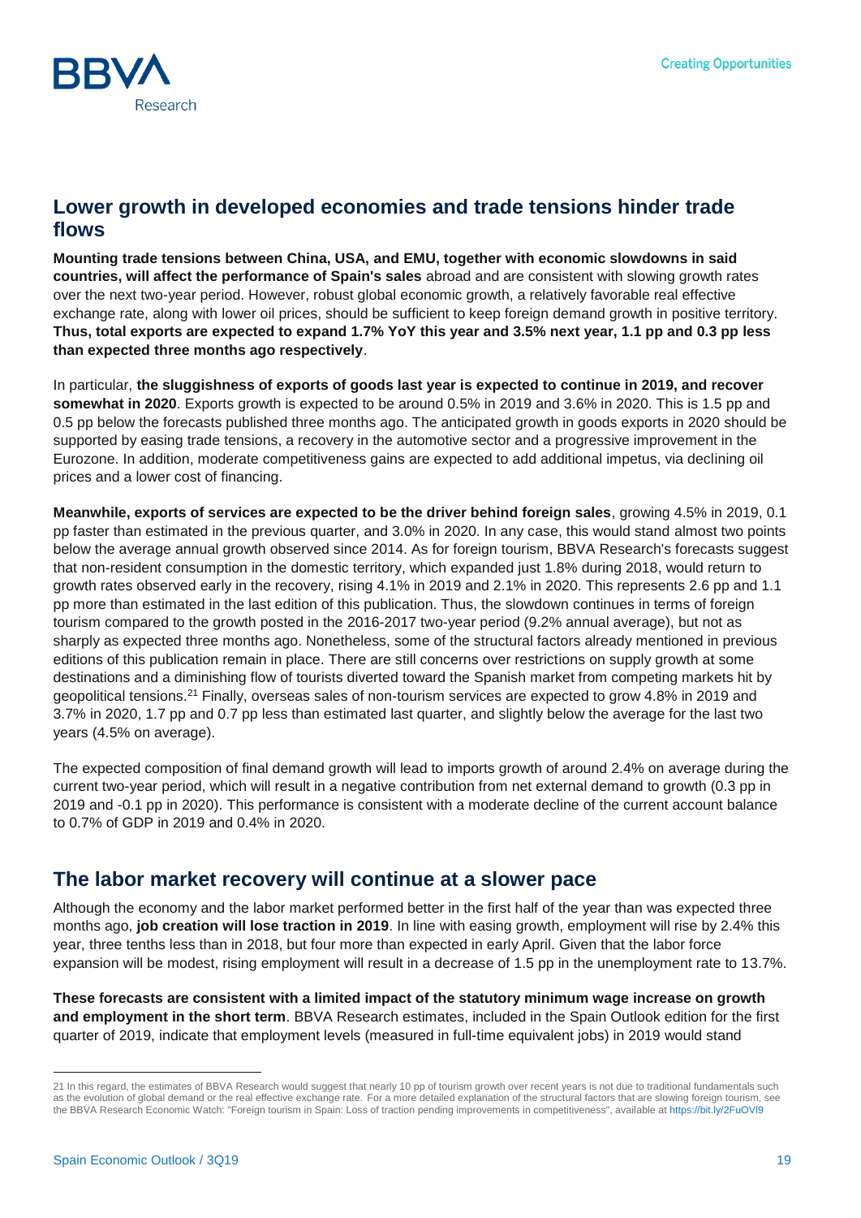## Lower growth in developed economies and trade tensions hinder trade flows

**Mounting trade tensions between China, USA, and EMU, together with economic slowdowns in said countries, will affect the performance of Spain's sales** abroad and are consistent with slowing growth rates over the next two-year period. However, robust global economic growth, a relatively favorable real effective exchange rate, along with lower oil prices, should be sufficient to keep foreign demand growth in positive territory. **Thus, total exports are expected to expand 1.7% YoY this year and 3.5% next year, 1.1 pp and 0.3 pp less than expected three months ago respectively**.

In particular, **the sluggishness of exports of goods last year is expected to continue in 2019, and recover somewhat in 2020**. Exports growth is expected to be around 0.5% in 2019 and 3.6% in 2020. This is 1.5 pp and 0.5 pp below the forecasts published three months ago. The anticipated growth in goods exports in 2020 should be supported by easing trade tensions, a recovery in the automotive sector and a progressive improvement in the Eurozone. In addition, moderate competitiveness gains are expected to add additional impetus, via declining oil prices and a lower cost of financing.

**Meanwhile, exports of services are expected to be the driver behind foreign sales**, growing 4.5% in 2019, 0.1 pp faster than estimated in the previous quarter, and 3.0% in 2020. In any case, this would stand almost two points below the average annual growth observed since 2014. As for foreign tourism, BBVA Research's forecasts suggest that non-resident consumption in the domestic territory, which expanded just 1.8% during 2018, would return to growth rates observed early in the recovery, rising 4.1% in 2019 and 2.1% in 2020. This represents 2.6 pp and 1.1 pp more than estimated in the last edition of this publication. Thus, the slowdown continues in terms of foreign tourism compared to the growth posted in the 2016-2017 two-year period (9.2% annual average), but not as sharply as expected three months ago. Nonetheless, some of the structural factors already mentioned in previous editions of this publication remain in place. There are still concerns over restrictions on supply growth at some destinations and a diminishing flow of tourists diverted toward the Spanish market from competing markets hit by geopolitical tensions.[21] Finally, overseas sales of non-tourism services are expected to grow 4.8% in 2019 and 3.7% in 2020, 1.7 pp and 0.7 pp less than estimated last quarter, and slightly below the average for the last two years (4.5% on average).

The expected composition of final demand growth will lead to imports growth of around 2.4% on average during the current two-year period, which will result in a negative contribution from net external demand to growth (0.3 pp in 2019 and -0.1 pp in 2020). This performance is consistent with a moderate decline of the current account balance to 0.7% of GDP in 2019 and 0.4% in 2020.

## The labor market recovery will continue at a slower pace

Although the economy and the labor market performed better in the first half of the year than was expected three months ago, **job creation will lose traction in 2019**. In line with easing growth, employment will rise by 2.4% this year, three tenths less than in 2018, but four more than expected in early April. Given that the labor force expansion will be modest, rising employment will result in a decrease of 1.5 pp in the unemployment rate to 13.7%.

**These forecasts are consistent with a limited impact of the statutory minimum wage increase on growth and employment in the short term**. BBVA Research estimates, included in the Spain Outlook edition for the first quarter of 2019, indicate that employment levels (measured in full-time equivalent jobs) in 2019 would stand

---

21 In this regard, the estimates of BBVA Research would suggest that nearly 10 pp of tourism growth over recent years is not due to traditional fundamentals such as the evolution of global demand or the real effective exchange rate. For a more detailed explanation of the structural factors that are slowing foreign tourism, see the BBVA Research Economic Watch: "Foreign tourism in Spain: Loss of traction pending improvements in competitiveness", available at https://bit.ly/2FuOVl9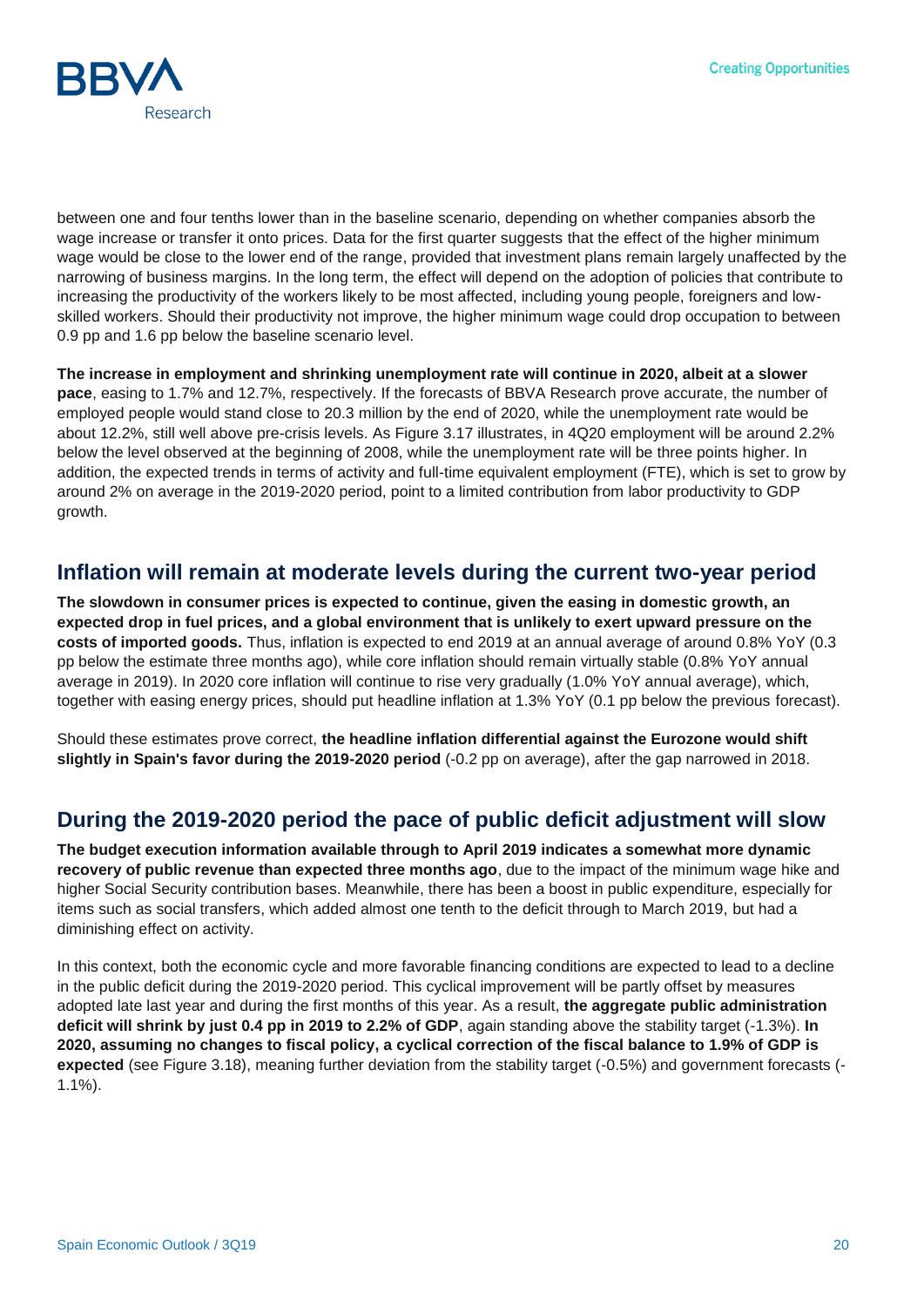between one and four tenths lower than in the baseline scenario, depending on whether companies absorb the wage increase or transfer it onto prices. Data for the first quarter suggests that the effect of the higher minimum wage would be close to the lower end of the range, provided that investment plans remain largely unaffected by the narrowing of business margins. In the long term, the effect will depend on the adoption of policies that contribute to increasing the productivity of the workers likely to be most affected, including young people, foreigners and low-skilled workers. Should their productivity not improve, the higher minimum wage could drop occupation to between 0.9 pp and 1.6 pp below the baseline scenario level.

**The increase in employment and shrinking unemployment rate will continue in 2020, albeit at a slower pace**, easing to 1.7% and 12.7%, respectively. If the forecasts of BBVA Research prove accurate, the number of employed people would stand close to 20.3 million by the end of 2020, while the unemployment rate would be about 12.2%, still well above pre-crisis levels. As Figure 3.17 illustrates, in 4Q20 employment will be around 2.2% below the level observed at the beginning of 2008, while the unemployment rate will be three points higher. In addition, the expected trends in terms of activity and full-time equivalent employment (FTE), which is set to grow by around 2% on average in the 2019-2020 period, point to a limited contribution from labor productivity to GDP growth.

## Inflation will remain at moderate levels during the current two-year period

**The slowdown in consumer prices is expected to continue, given the easing in domestic growth, an expected drop in fuel prices, and a global environment that is unlikely to exert upward pressure on the costs of imported goods.** Thus, inflation is expected to end 2019 at an annual average of around 0.8% YoY (0.3 pp below the estimate three months ago), while core inflation should remain virtually stable (0.8% YoY annual average in 2019). In 2020 core inflation will continue to rise very gradually (1.0% YoY annual average), which, together with easing energy prices, should put headline inflation at 1.3% YoY (0.1 pp below the previous forecast).

Should these estimates prove correct, **the headline inflation differential against the Eurozone would shift slightly in Spain's favor during the 2019-2020 period** (-0.2 pp on average), after the gap narrowed in 2018.

## During the 2019-2020 period the pace of public deficit adjustment will slow

**The budget execution information available through to April 2019 indicates a somewhat more dynamic recovery of public revenue than expected three months ago**, due to the impact of the minimum wage hike and higher Social Security contribution bases. Meanwhile, there has been a boost in public expenditure, especially for items such as social transfers, which added almost one tenth to the deficit through to March 2019, but had a diminishing effect on activity.

In this context, both the economic cycle and more favorable financing conditions are expected to lead to a decline in the public deficit during the 2019-2020 period. This cyclical improvement will be partly offset by measures adopted late last year and during the first months of this year. As a result, **the aggregate public administration deficit will shrink by just 0.4 pp in 2019 to 2.2% of GDP**, again standing above the stability target (-1.3%). **In 2020, assuming no changes to fiscal policy, a cyclical correction of the fiscal balance to 1.9% of GDP is expected** (see Figure 3.18), meaning further deviation from the stability target (-0.5%) and government forecasts (-1.1%).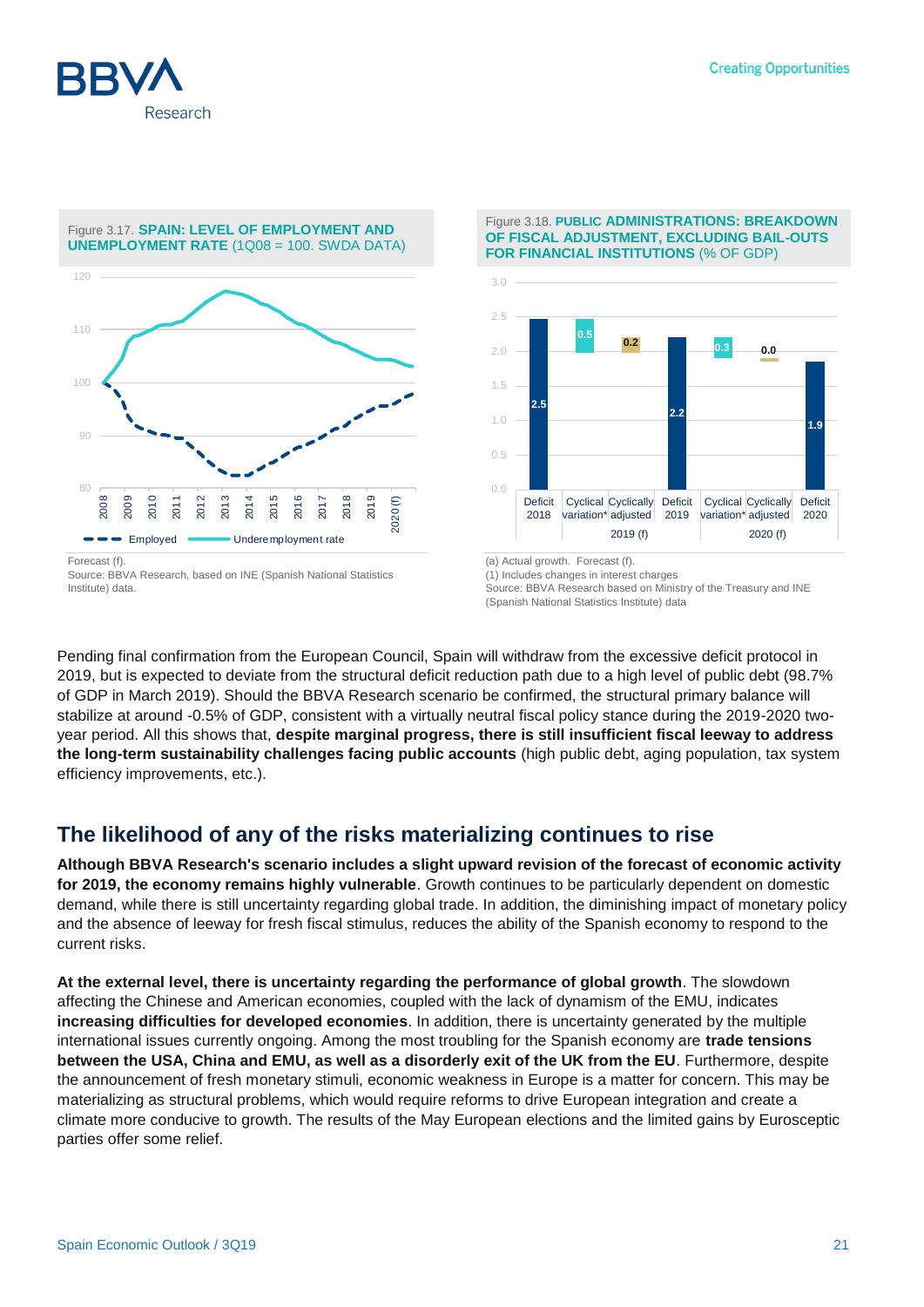Figure 3.17. **SPAIN: LEVEL OF EMPLOYMENT AND UNEMPLOYMENT RATE** (1Q08 = 100. SWDA DATA)

Forecast (f).
Source: BBVA Research, based on INE (Spanish National Statistics Institute) data.

Figure 3.18. **PUBLIC ADMINISTRATIONS: BREAKDOWN OF FISCAL ADJUSTMENT, EXCLUDING BAIL-OUTS FOR FINANCIAL INSTITUTIONS** (% OF GDP)

(a) Actual growth. Forecast (f).
(1) Includes changes in interest charges
Source: BBVA Research based on Ministry of the Treasury and INE (Spanish National Statistics Institute) data

Pending final confirmation from the European Council, Spain will withdraw from the excessive deficit protocol in 2019, but is expected to deviate from the structural deficit reduction path due to a high level of public debt (98.7% of GDP in March 2019). Should the BBVA Research scenario be confirmed, the structural primary balance will stabilize at around -0.5% of GDP, consistent with a virtually neutral fiscal policy stance during the 2019-2020 two-year period. All this shows that, **despite marginal progress, there is still insufficient fiscal leeway to address the long-term sustainability challenges facing public accounts** (high public debt, aging population, tax system efficiency improvements, etc.).

## The likelihood of any of the risks materializing continues to rise

**Although BBVA Research's scenario includes a slight upward revision of the forecast of economic activity for 2019, the economy remains highly vulnerable**. Growth continues to be particularly dependent on domestic demand, while there is still uncertainty regarding global trade. In addition, the diminishing impact of monetary policy and the absence of leeway for fresh fiscal stimulus, reduces the ability of the Spanish economy to respond to the current risks.

**At the external level, there is uncertainty regarding the performance of global growth**. The slowdown affecting the Chinese and American economies, coupled with the lack of dynamism of the EMU, indicates **increasing difficulties for developed economies**. In addition, there is uncertainty generated by the multiple international issues currently ongoing. Among the most troubling for the Spanish economy are **trade tensions between the USA, China and EMU, as well as a disorderly exit of the UK from the EU**. Furthermore, despite the announcement of fresh monetary stimuli, economic weakness in Europe is a matter for concern. This may be materializing as structural problems, which would require reforms to drive European integration and create a climate more conducive to growth. The results of the May European elections and the limited gains by Eurosceptic parties offer some relief.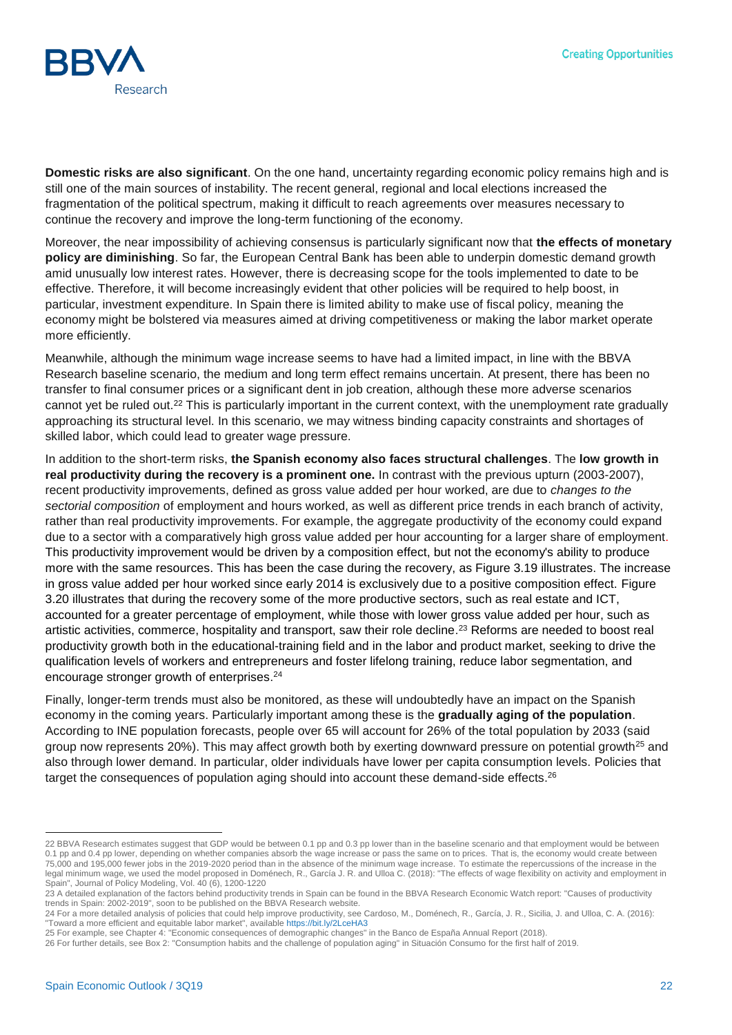**Domestic risks are also significant**. On the one hand, uncertainty regarding economic policy remains high and is still one of the main sources of instability. The recent general, regional and local elections increased the fragmentation of the political spectrum, making it difficult to reach agreements over measures necessary to continue the recovery and improve the long-term functioning of the economy.

Moreover, the near impossibility of achieving consensus is particularly significant now that **the effects of monetary policy are diminishing**. So far, the European Central Bank has been able to underpin domestic demand growth amid unusually low interest rates. However, there is decreasing scope for the tools implemented to date to be effective. Therefore, it will become increasingly evident that other policies will be required to help boost, in particular, investment expenditure. In Spain there is limited ability to make use of fiscal policy, meaning the economy might be bolstered via measures aimed at driving competitiveness or making the labor market operate more efficiently.

Meanwhile, although the minimum wage increase seems to have had a limited impact, in line with the BBVA Research baseline scenario, the medium and long term effect remains uncertain. At present, there has been no transfer to final consumer prices or a significant dent in job creation, although these more adverse scenarios cannot yet be ruled out.[22] This is particularly important in the current context, with the unemployment rate gradually approaching its structural level. In this scenario, we may witness binding capacity constraints and shortages of skilled labor, which could lead to greater wage pressure.

In addition to the short-term risks, **the Spanish economy also faces structural challenges**. The **low growth in real productivity during the recovery is a prominent one.** In contrast with the previous upturn (2003-2007), recent productivity improvements, defined as gross value added per hour worked, are due to *changes to the sectorial composition* of employment and hours worked, as well as different price trends in each branch of activity, rather than real productivity improvements. For example, the aggregate productivity of the economy could expand due to a sector with a comparatively high gross value added per hour accounting for a larger share of employment. This productivity improvement would be driven by a composition effect, but not the economy's ability to produce more with the same resources. This has been the case during the recovery, as Figure 3.19 illustrates. The increase in gross value added per hour worked since early 2014 is exclusively due to a positive composition effect. Figure 3.20 illustrates that during the recovery some of the more productive sectors, such as real estate and ICT, accounted for a greater percentage of employment, while those with lower gross value added per hour, such as artistic activities, commerce, hospitality and transport, saw their role decline.[23] Reforms are needed to boost real productivity growth both in the educational-training field and in the labor and product market, seeking to drive the qualification levels of workers and entrepreneurs and foster lifelong training, reduce labor segmentation, and encourage stronger growth of enterprises.[24]

Finally, longer-term trends must also be monitored, as these will undoubtedly have an impact on the Spanish economy in the coming years. Particularly important among these is the **gradually aging of the population**. According to INE population forecasts, people over 65 will account for 26% of the total population by 2033 (said group now represents 20%). This may affect growth both by exerting downward pressure on potential growth[25] and also through lower demand. In particular, older individuals have lower per capita consumption levels. Policies that target the consequences of population aging should into account these demand-side effects.[26]

---

22 BBVA Research estimates suggest that GDP would be between 0.1 pp and 0.3 pp lower than in the baseline scenario and that employment would be between 0.1 pp and 0.4 pp lower, depending on whether companies absorb the wage increase or pass the same on to prices. That is, the economy would create between 75,000 and 195,000 fewer jobs in the 2019-2020 period than in the absence of the minimum wage increase. To estimate the repercussions of the increase in the legal minimum wage, we used the model proposed in Doménech, R., García J. R. and Ulloa C. (2018): "The effects of wage flexibility on activity and employment in Spain", Journal of Policy Modeling, Vol. 40 (6), 1200-1220

23 A detailed explanation of the factors behind productivity trends in Spain can be found in the BBVA Research Economic Watch report: "Causes of productivity trends in Spain: 2002-2019", soon to be published on the BBVA Research website.

24 For a more detailed analysis of policies that could help improve productivity, see Cardoso, M., Doménech, R., García, J. R., Sicilia, J. and Ulloa, C. A. (2016): "Toward a more efficient and equitable labor market", available https://bit.ly/2LceHA3

25 For example, see Chapter 4: "Economic consequences of demographic changes" in the Banco de España Annual Report (2018).

26 For further details, see Box 2: "Consumption habits and the challenge of population aging" in Situación Consumo for the first half of 2019.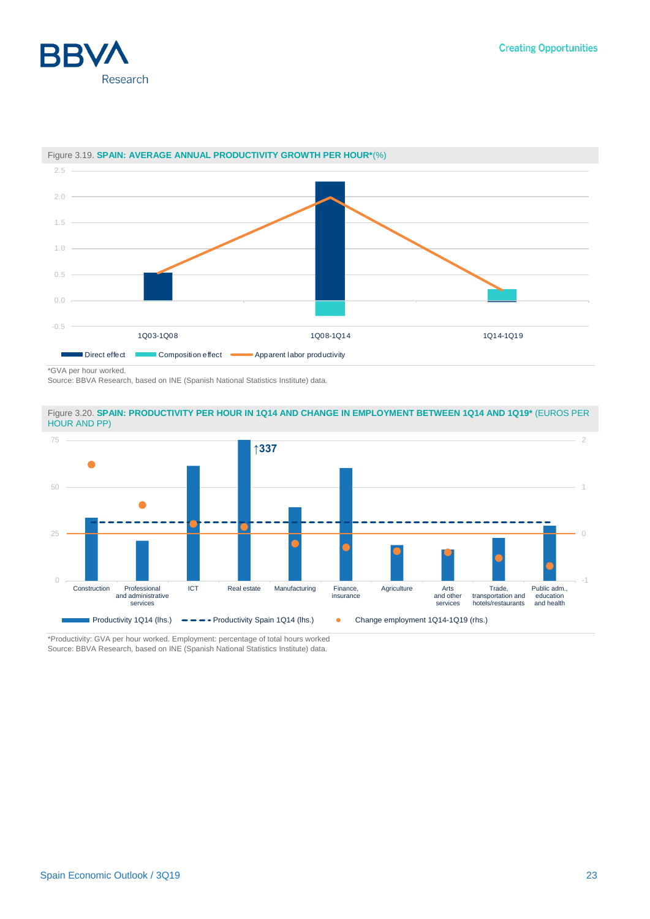Figure 3.19. **SPAIN: AVERAGE ANNUAL PRODUCTIVITY GROWTH PER HOUR*** (%)

*GVA per hour worked.
Source: BBVA Research, based on INE (Spanish National Statistics Institute) data.

Figure 3.20. **SPAIN: PRODUCTIVITY PER HOUR IN 1Q14 AND CHANGE IN EMPLOYMENT BETWEEN 1Q14 AND 1Q19*** (EUROS PER HOUR AND PP)

*Productivity: GVA per hour worked. Employment: percentage of total hours worked
Source: BBVA Research, based on INE (Spanish National Statistics Institute) data.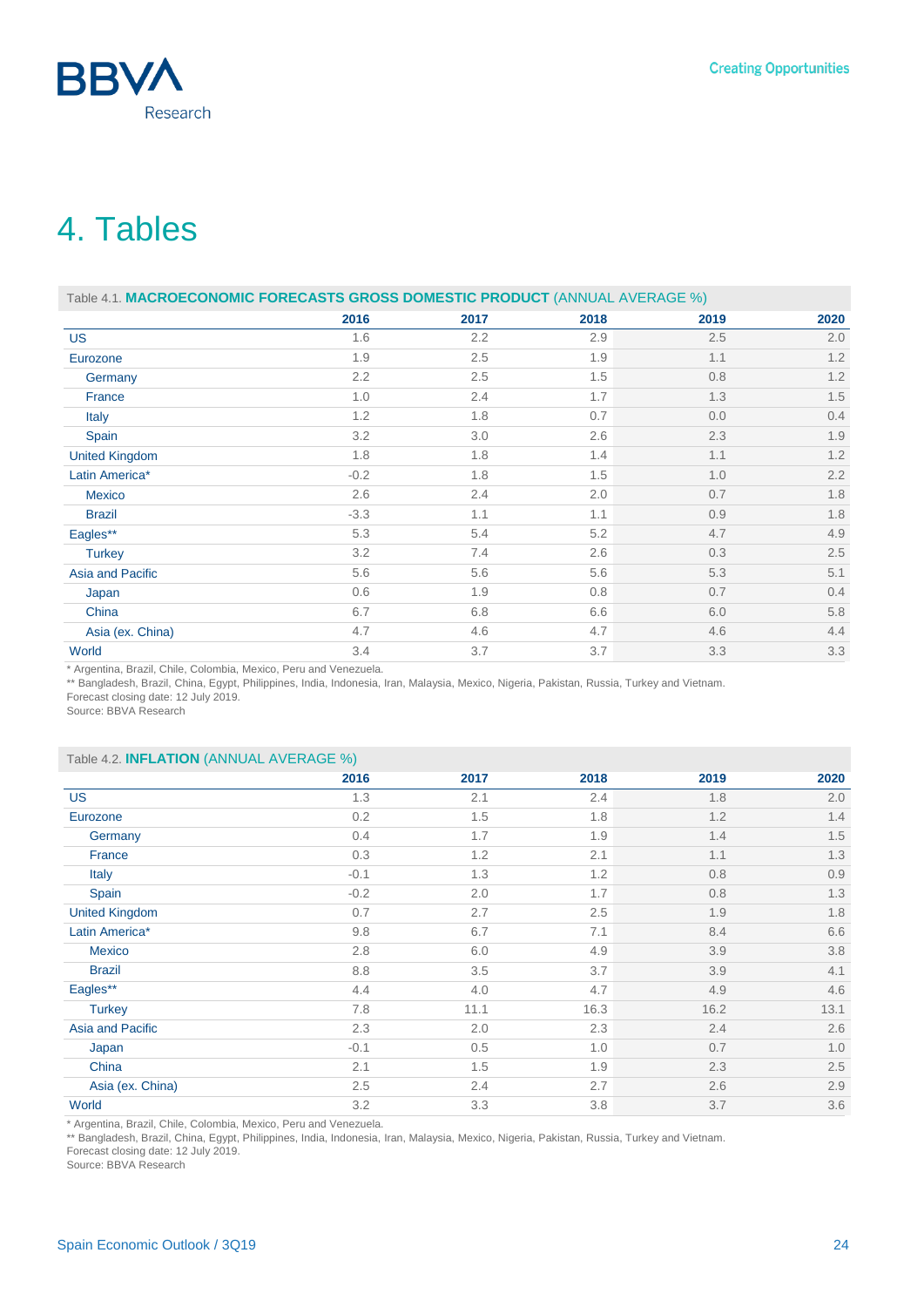# 4. Tables

Table 4.1. **MACROECONOMIC FORECASTS GROSS DOMESTIC PRODUCT** (ANNUAL AVERAGE %)

| | 2016 | 2017 | 2018 | 2019 | 2020 |
|---|---|---|---|---|---|
| US | 1.6 | 2.2 | 2.9 | 2.5 | 2.0 |
| Eurozone | 1.9 | 2.5 | 1.9 | 1.1 | 1.2 |
| Germany | 2.2 | 2.5 | 1.5 | 0.8 | 1.2 |
| France | 1.0 | 2.4 | 1.7 | 1.3 | 1.5 |
| Italy | 1.2 | 1.8 | 0.7 | 0.0 | 0.4 |
| Spain | 3.2 | 3.0 | 2.6 | 2.3 | 1.9 |
| United Kingdom | 1.8 | 1.8 | 1.4 | 1.1 | 1.2 |
| Latin America* | -0.2 | 1.8 | 1.5 | 1.0 | 2.2 |
| Mexico | 2.6 | 2.4 | 2.0 | 0.7 | 1.8 |
| Brazil | -3.3 | 1.1 | 1.1 | 0.9 | 1.8 |
| Eagles** | 5.3 | 5.4 | 5.2 | 4.7 | 4.9 |
| Turkey | 3.2 | 7.4 | 2.6 | 0.3 | 2.5 |
| Asia and Pacific | 5.6 | 5.6 | 5.6 | 5.3 | 5.1 |
| Japan | 0.6 | 1.9 | 0.8 | 0.7 | 0.4 |
| China | 6.7 | 6.8 | 6.6 | 6.0 | 5.8 |
| Asia (ex. China) | 4.7 | 4.6 | 4.7 | 4.6 | 4.4 |
| World | 3.4 | 3.7 | 3.7 | 3.3 | 3.3 |

\* Argentina, Brazil, Chile, Colombia, Mexico, Peru and Venezuela.
** Bangladesh, Brazil, China, Egypt, Philippines, India, Indonesia, Iran, Malaysia, Mexico, Nigeria, Pakistan, Russia, Turkey and Vietnam.
Forecast closing date: 12 July 2019.
Source: BBVA Research

Table 4.2. **INFLATION** (ANNUAL AVERAGE %)

| | 2016 | 2017 | 2018 | 2019 | 2020 |
|---|---|---|---|---|---|
| US | 1.3 | 2.1 | 2.4 | 1.8 | 2.0 |
| Eurozone | 0.2 | 1.5 | 1.8 | 1.2 | 1.4 |
| Germany | 0.4 | 1.7 | 1.9 | 1.4 | 1.5 |
| France | 0.3 | 1.2 | 2.1 | 1.1 | 1.3 |
| Italy | -0.1 | 1.3 | 1.2 | 0.8 | 0.9 |
| Spain | -0.2 | 2.0 | 1.7 | 0.8 | 1.3 |
| United Kingdom | 0.7 | 2.7 | 2.5 | 1.9 | 1.8 |
| Latin America* | 9.8 | 6.7 | 7.1 | 8.4 | 6.6 |
| Mexico | 2.8 | 6.0 | 4.9 | 3.9 | 3.8 |
| Brazil | 8.8 | 3.5 | 3.7 | 3.9 | 4.1 |
| Eagles** | 4.4 | 4.0 | 4.7 | 4.9 | 4.6 |
| Turkey | 7.8 | 11.1 | 16.3 | 16.2 | 13.1 |
| Asia and Pacific | 2.3 | 2.0 | 2.3 | 2.4 | 2.6 |
| Japan | -0.1 | 0.5 | 1.0 | 0.7 | 1.0 |
| China | 2.1 | 1.5 | 1.9 | 2.3 | 2.5 |
| Asia (ex. China) | 2.5 | 2.4 | 2.7 | 2.6 | 2.9 |
| World | 3.2 | 3.3 | 3.8 | 3.7 | 3.6 |

\* Argentina, Brazil, Chile, Colombia, Mexico, Peru and Venezuela.
** Bangladesh, Brazil, China, Egypt, Philippines, India, Indonesia, Iran, Malaysia, Mexico, Nigeria, Pakistan, Russia, Turkey and Vietnam.
Forecast closing date: 12 July 2019.
Source: BBVA Research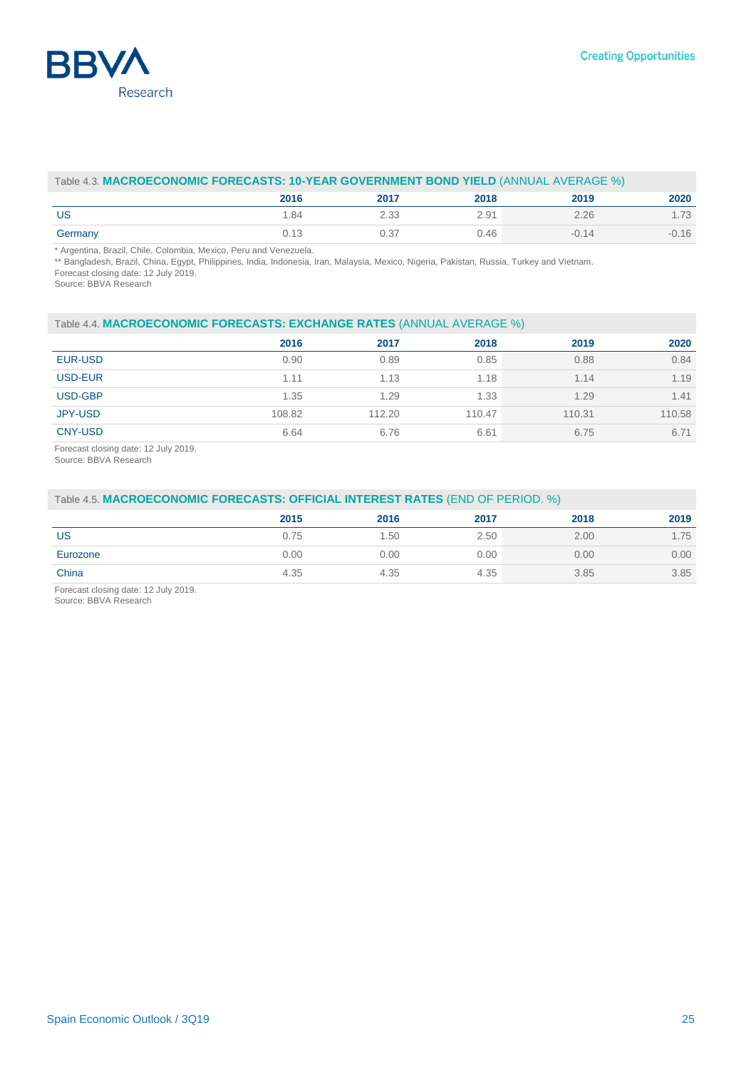Table 4.3. **MACROECONOMIC FORECASTS: 10-YEAR GOVERNMENT BOND YIELD** (ANNUAL AVERAGE %)

| | 2016 | 2017 | 2018 | 2019 | 2020 |
|---|---|---|---|---|---|
| US | 1.84 | 2.33 | 2.91 | 2.26 | 1.73 |
| Germany | 0.13 | 0.37 | 0.46 | -0.14 | -0.16 |

* Argentina, Brazil, Chile, Colombia, Mexico, Peru and Venezuela.
** Bangladesh, Brazil, China, Egypt, Philippines, India, Indonesia, Iran, Malaysia, Mexico, Nigeria, Pakistan, Russia, Turkey and Vietnam.
Forecast closing date: 12 July 2019.
Source: BBVA Research

Table 4.4. **MACROECONOMIC FORECASTS: EXCHANGE RATES** (ANNUAL AVERAGE %)

| | 2016 | 2017 | 2018 | 2019 | 2020 |
|---|---|---|---|---|---|
| EUR-USD | 0.90 | 0.89 | 0.85 | 0.88 | 0.84 |
| USD-EUR | 1.11 | 1.13 | 1.18 | 1.14 | 1.19 |
| USD-GBP | 1.35 | 1.29 | 1.33 | 1.29 | 1.41 |
| JPY-USD | 108.82 | 112.20 | 110.47 | 110.31 | 110.58 |
| CNY-USD | 6.64 | 6.76 | 6.61 | 6.75 | 6.71 |

Forecast closing date: 12 July 2019.
Source: BBVA Research

Table 4.5. **MACROECONOMIC FORECASTS: OFFICIAL INTEREST RATES** (END OF PERIOD. %)

| | 2015 | 2016 | 2017 | 2018 | 2019 |
|---|---|---|---|---|---|
| US | 0.75 | 1.50 | 2.50 | 2.00 | 1.75 |
| Eurozone | 0.00 | 0.00 | 0.00 | 0.00 | 0.00 |
| China | 4.35 | 4.35 | 4.35 | 3.85 | 3.85 |

Forecast closing date: 12 July 2019.
Source: BBVA Research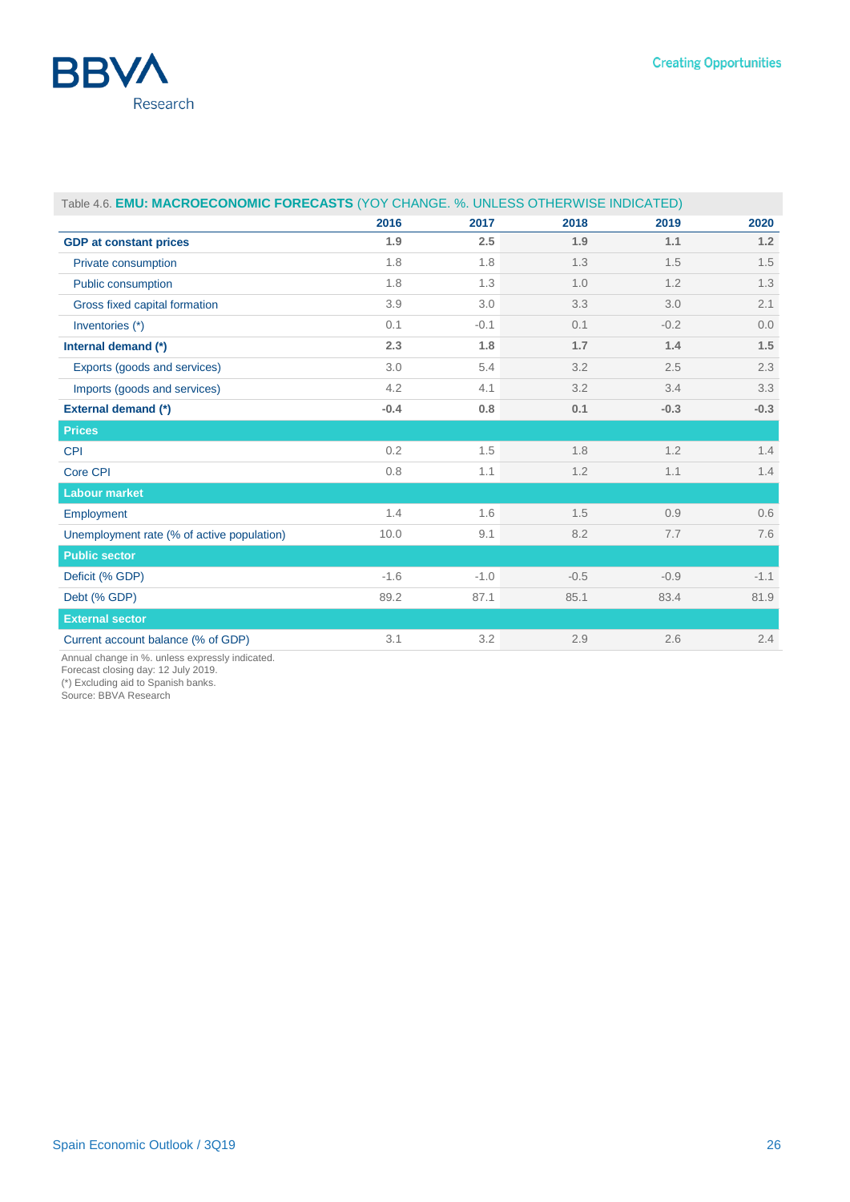Table 4.6. **EMU: MACROECONOMIC FORECASTS** (YOY CHANGE. %. UNLESS OTHERWISE INDICATED)

| | 2016 | 2017 | 2018 | 2019 | 2020 |
|---|---|---|---|---|---|
| **GDP at constant prices** | **1.9** | **2.5** | **1.9** | **1.1** | **1.2** |
| Private consumption | 1.8 | 1.8 | 1.3 | 1.5 | 1.5 |
| Public consumption | 1.8 | 1.3 | 1.0 | 1.2 | 1.3 |
| Gross fixed capital formation | 3.9 | 3.0 | 3.3 | 3.0 | 2.1 |
| Inventories (*) | 0.1 | -0.1 | 0.1 | -0.2 | 0.0 |
| **Internal demand (*)** | **2.3** | **1.8** | **1.7** | **1.4** | **1.5** |
| Exports (goods and services) | 3.0 | 5.4 | 3.2 | 2.5 | 2.3 |
| Imports (goods and services) | 4.2 | 4.1 | 3.2 | 3.4 | 3.3 |
| **External demand (*)** | **-0.4** | **0.8** | **0.1** | **-0.3** | **-0.3** |
| **Prices** | | | | | |
| CPI | 0.2 | 1.5 | 1.8 | 1.2 | 1.4 |
| Core CPI | 0.8 | 1.1 | 1.2 | 1.1 | 1.4 |
| **Labour market** | | | | | |
| Employment | 1.4 | 1.6 | 1.5 | 0.9 | 0.6 |
| Unemployment rate (% of active population) | 10.0 | 9.1 | 8.2 | 7.7 | 7.6 |
| **Public sector** | | | | | |
| Deficit (% GDP) | -1.6 | -1.0 | -0.5 | -0.9 | -1.1 |
| Debt (% GDP) | 89.2 | 87.1 | 85.1 | 83.4 | 81.9 |
| **External sector** | | | | | |
| Current account balance (% of GDP) | 3.1 | 3.2 | 2.9 | 2.6 | 2.4 |

Annual change in %. unless expressly indicated.
Forecast closing day: 12 July 2019.
(*) Excluding aid to Spanish banks.
Source: BBVA Research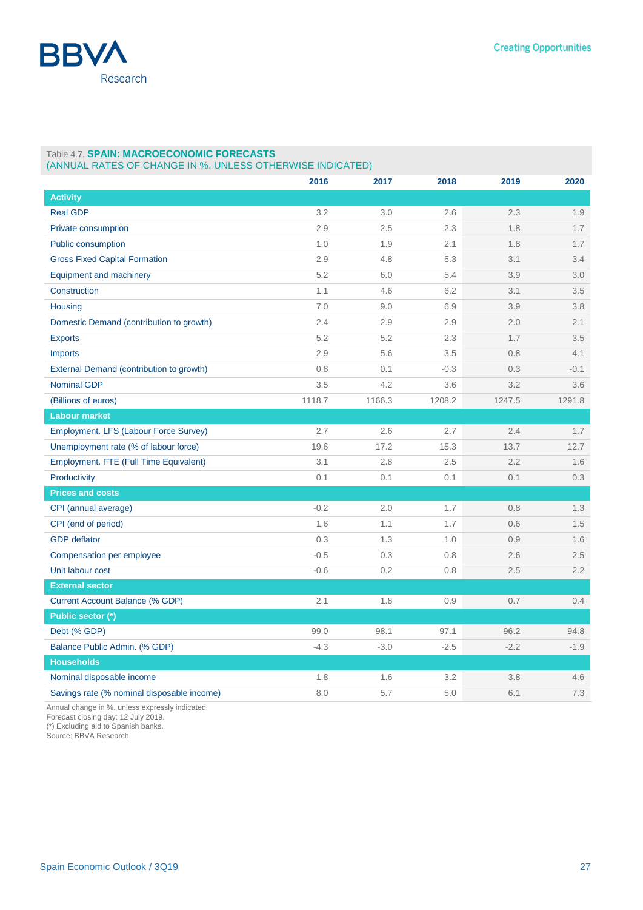Table 4.7. **SPAIN: MACROECONOMIC FORECASTS**
(ANNUAL RATES OF CHANGE IN %. UNLESS OTHERWISE INDICATED)

| | 2016 | 2017 | 2018 | 2019 | 2020 |
|---|---|---|---|---|---|
| **Activity** | | | | | |
| Real GDP | 3.2 | 3.0 | 2.6 | 2.3 | 1.9 |
| Private consumption | 2.9 | 2.5 | 2.3 | 1.8 | 1.7 |
| Public consumption | 1.0 | 1.9 | 2.1 | 1.8 | 1.7 |
| Gross Fixed Capital Formation | 2.9 | 4.8 | 5.3 | 3.1 | 3.4 |
| Equipment and machinery | 5.2 | 6.0 | 5.4 | 3.9 | 3.0 |
| Construction | 1.1 | 4.6 | 6.2 | 3.1 | 3.5 |
| Housing | 7.0 | 9.0 | 6.9 | 3.9 | 3.8 |
| Domestic Demand (contribution to growth) | 2.4 | 2.9 | 2.9 | 2.0 | 2.1 |
| Exports | 5.2 | 5.2 | 2.3 | 1.7 | 3.5 |
| Imports | 2.9 | 5.6 | 3.5 | 0.8 | 4.1 |
| External Demand (contribution to growth) | 0.8 | 0.1 | -0.3 | 0.3 | -0.1 |
| Nominal GDP | 3.5 | 4.2 | 3.6 | 3.2 | 3.6 |
| (Billions of euros) | 1118.7 | 1166.3 | 1208.2 | 1247.5 | 1291.8 |
| **Labour market** | | | | | |
| Employment. LFS (Labour Force Survey) | 2.7 | 2.6 | 2.7 | 2.4 | 1.7 |
| Unemployment rate (% of labour force) | 19.6 | 17.2 | 15.3 | 13.7 | 12.7 |
| Employment. FTE (Full Time Equivalent) | 3.1 | 2.8 | 2.5 | 2.2 | 1.6 |
| Productivity | 0.1 | 0.1 | 0.1 | 0.1 | 0.3 |
| **Prices and costs** | | | | | |
| CPI (annual average) | -0.2 | 2.0 | 1.7 | 0.8 | 1.3 |
| CPI (end of period) | 1.6 | 1.1 | 1.7 | 0.6 | 1.5 |
| GDP deflator | 0.3 | 1.3 | 1.0 | 0.9 | 1.6 |
| Compensation per employee | -0.5 | 0.3 | 0.8 | 2.6 | 2.5 |
| Unit labour cost | -0.6 | 0.2 | 0.8 | 2.5 | 2.2 |
| **External sector** | | | | | |
| Current Account Balance (% GDP) | 2.1 | 1.8 | 0.9 | 0.7 | 0.4 |
| **Public sector (*)** | | | | | |
| Debt (% GDP) | 99.0 | 98.1 | 97.1 | 96.2 | 94.8 |
| Balance Public Admin. (% GDP) | -4.3 | -3.0 | -2.5 | -2.2 | -1.9 |
| **Households** | | | | | |
| Nominal disposable income | 1.8 | 1.6 | 3.2 | 3.8 | 4.6 |
| Savings rate (% nominal disposable income) | 8.0 | 5.7 | 5.0 | 6.1 | 7.3 |

Annual change in %. unless expressly indicated.
Forecast closing day: 12 July 2019.
(*) Excluding aid to Spanish banks.
Source: BBVA Research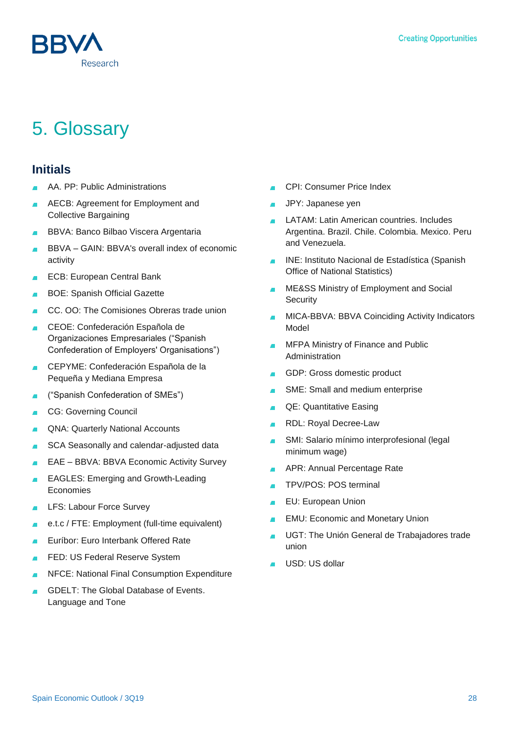# 5. Glossary

## Initials

- AA. PP: Public Administrations
- AECB: Agreement for Employment and Collective Bargaining
- BBVA: Banco Bilbao Viscera Argentaria
- BBVA – GAIN: BBVA's overall index of economic activity
- ECB: European Central Bank
- BOE: Spanish Official Gazette
- CC. OO: The Comisiones Obreras trade union
- CEOE: Confederación Española de Organizaciones Empresariales ("Spanish Confederation of Employers' Organisations")
- CEPYME: Confederación Española de la Pequeña y Mediana Empresa
- ("Spanish Confederation of SMEs")
- CG: Governing Council
- QNA: Quarterly National Accounts
- SCA Seasonally and calendar-adjusted data
- EAE – BBVA: BBVA Economic Activity Survey
- EAGLES: Emerging and Growth-Leading Economies
- LFS: Labour Force Survey
- e.t.c / FTE: Employment (full-time equivalent)
- Euríbor: Euro Interbank Offered Rate
- FED: US Federal Reserve System
- NFCE: National Final Consumption Expenditure
- GDELT: The Global Database of Events. Language and Tone
- CPI: Consumer Price Index
- JPY: Japanese yen
- LATAM: Latin American countries. Includes Argentina. Brazil. Chile. Colombia. Mexico. Peru and Venezuela.
- INE: Instituto Nacional de Estadística (Spanish Office of National Statistics)
- ME&SS Ministry of Employment and Social Security
- MICA-BBVA: BBVA Coinciding Activity Indicators Model
- MFPA Ministry of Finance and Public Administration
- GDP: Gross domestic product
- SME: Small and medium enterprise
- QE: Quantitative Easing
- RDL: Royal Decree-Law
- SMI: Salario mínimo interprofesional (legal minimum wage)
- APR: Annual Percentage Rate
- TPV/POS: POS terminal
- EU: European Union
- EMU: Economic and Monetary Union
- UGT: The Unión General de Trabajadores trade union
- USD: US dollar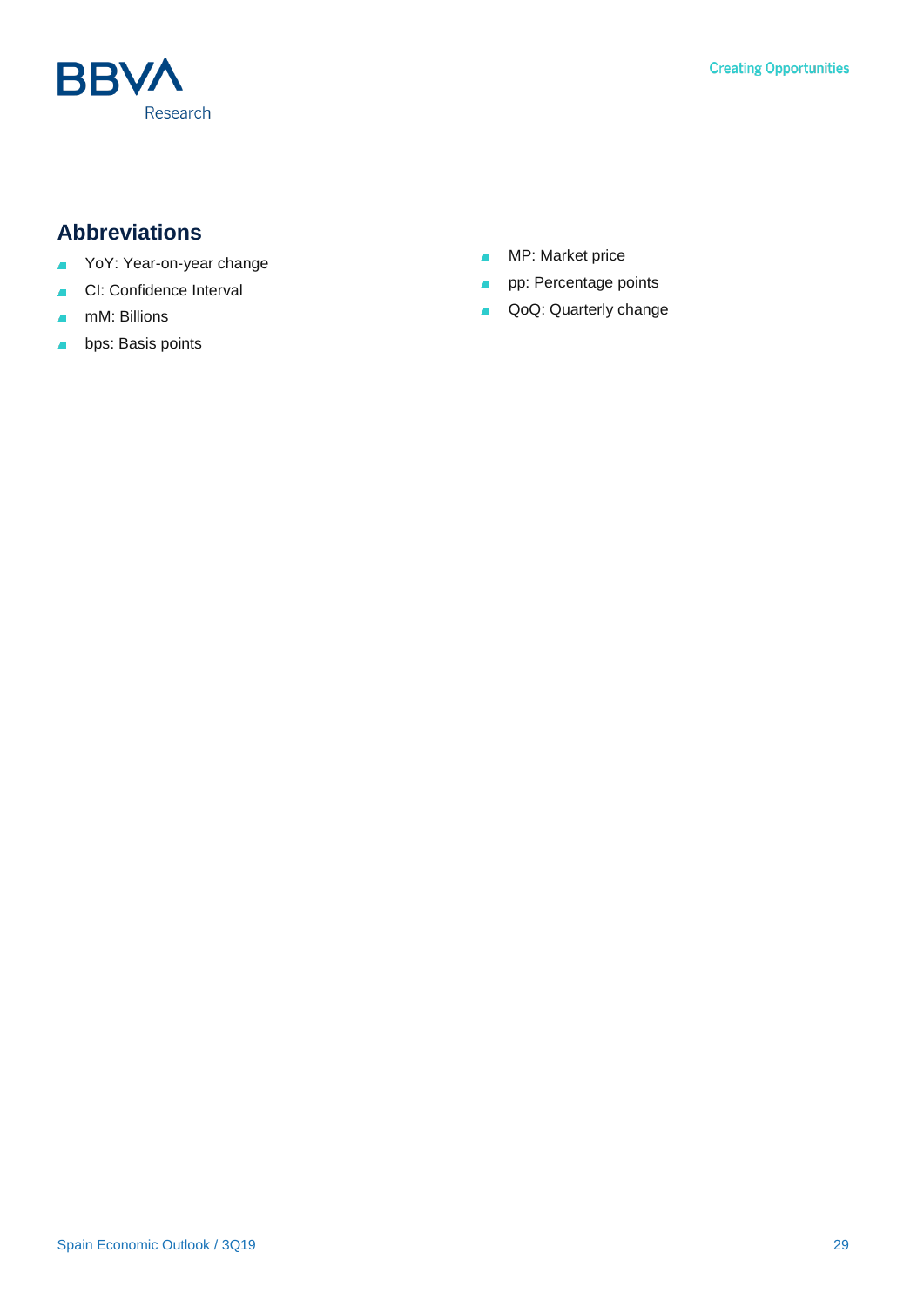## Abbreviations

- YoY: Year-on-year change
- CI: Confidence Interval
- mM: Billions
- bps: Basis points
- MP: Market price
- pp: Percentage points
- QoQ: Quarterly change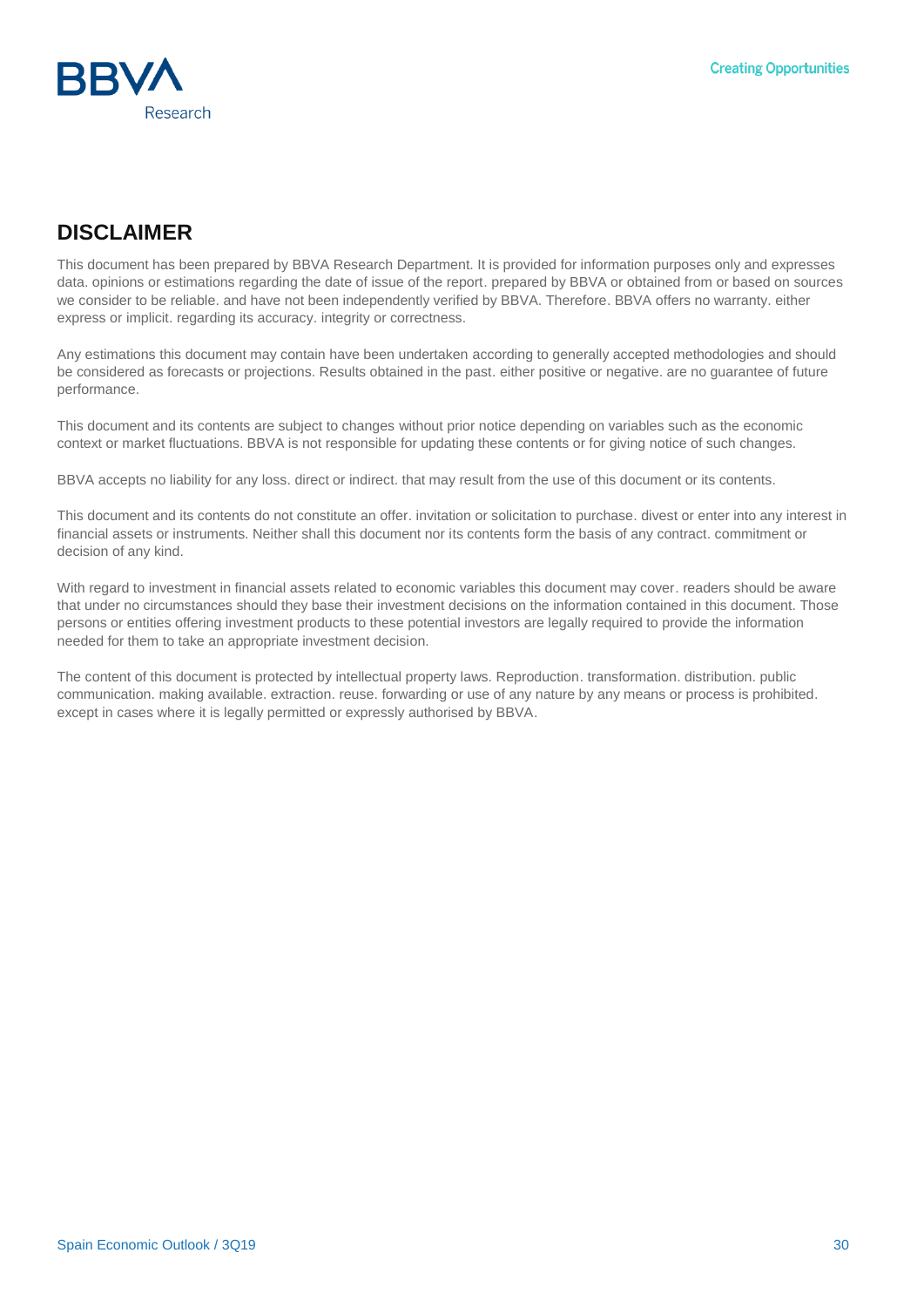## DISCLAIMER

This document has been prepared by BBVA Research Department. It is provided for information purposes only and expresses data. opinions or estimations regarding the date of issue of the report. prepared by BBVA or obtained from or based on sources we consider to be reliable. and have not been independently verified by BBVA. Therefore. BBVA offers no warranty. either express or implicit. regarding its accuracy. integrity or correctness.

Any estimations this document may contain have been undertaken according to generally accepted methodologies and should be considered as forecasts or projections. Results obtained in the past. either positive or negative. are no guarantee of future performance.

This document and its contents are subject to changes without prior notice depending on variables such as the economic context or market fluctuations. BBVA is not responsible for updating these contents or for giving notice of such changes.

BBVA accepts no liability for any loss. direct or indirect. that may result from the use of this document or its contents.

This document and its contents do not constitute an offer. invitation or solicitation to purchase. divest or enter into any interest in financial assets or instruments. Neither shall this document nor its contents form the basis of any contract. commitment or decision of any kind.

With regard to investment in financial assets related to economic variables this document may cover. readers should be aware that under no circumstances should they base their investment decisions on the information contained in this document. Those persons or entities offering investment products to these potential investors are legally required to provide the information needed for them to take an appropriate investment decision.

The content of this document is protected by intellectual property laws. Reproduction. transformation. distribution. public communication. making available. extraction. reuse. forwarding or use of any nature by any means or process is prohibited. except in cases where it is legally permitted or expressly authorised by BBVA.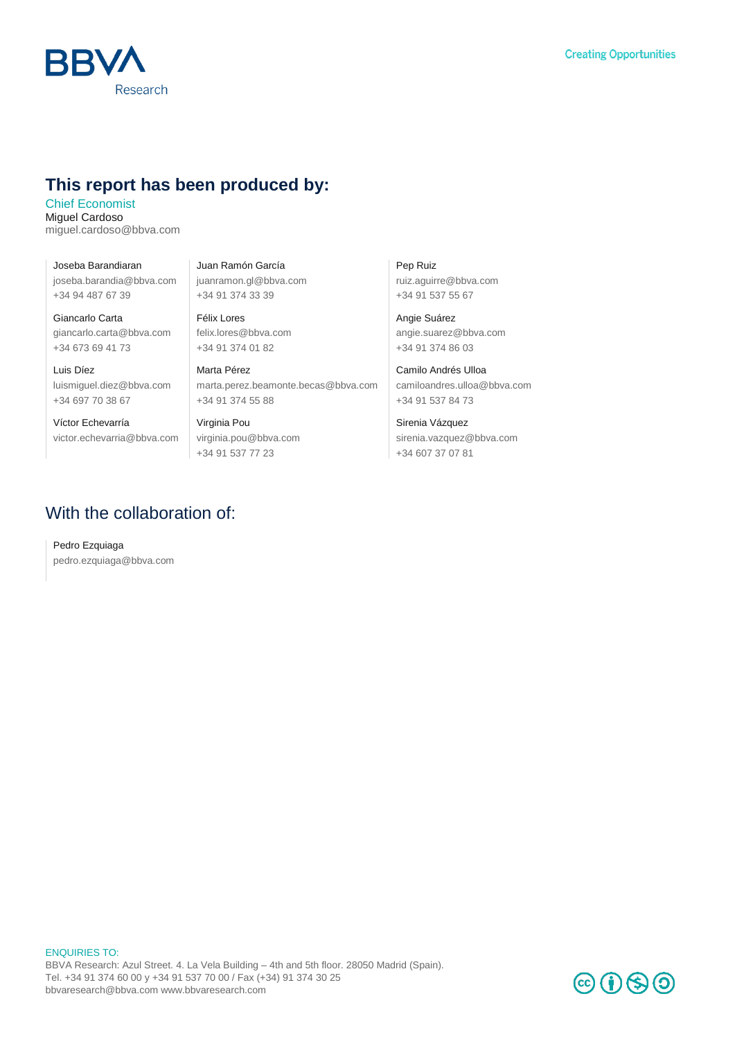## This report has been produced by:

Chief Economist
Miguel Cardoso
miguel.cardoso@bbva.com

Joseba Barandiaran
joseba.barandia@bbva.com
+34 94 487 67 39

Giancarlo Carta
giancarlo.carta@bbva.com
+34 673 69 41 73

Luis Díez
luismiguel.diez@bbva.com
+34 697 70 38 67

Víctor Echevarría
victor.echevarria@bbva.com

Juan Ramón García
juanramon.gl@bbva.com
+34 91 374 33 39

Félix Lores
felix.lores@bbva.com
+34 91 374 01 82

Marta Pérez
marta.perez.beamonte.becas@bbva.com
+34 91 374 55 88

Virginia Pou
virginia.pou@bbva.com
+34 91 537 77 23

Pep Ruiz
ruiz.aguirre@bbva.com
+34 91 537 55 67

Angie Suárez
angie.suarez@bbva.com
+34 91 374 86 03

Camilo Andrés Ulloa
camiloandres.ulloa@bbva.com
+34 91 537 84 73

Sirenia Vázquez
sirenia.vazquez@bbva.com
+34 607 37 07 81

## With the collaboration of:

Pedro Ezquiaga
pedro.ezquiaga@bbva.com

ENQUIRIES TO:
BBVA Research: Azul Street. 4. La Vela Building – 4th and 5th floor. 28050 Madrid (Spain).
Tel. +34 91 374 60 00 y +34 91 537 70 00 / Fax (+34) 91 374 30 25
bbvaresearch@bbva.com www.bbvaresearch.com